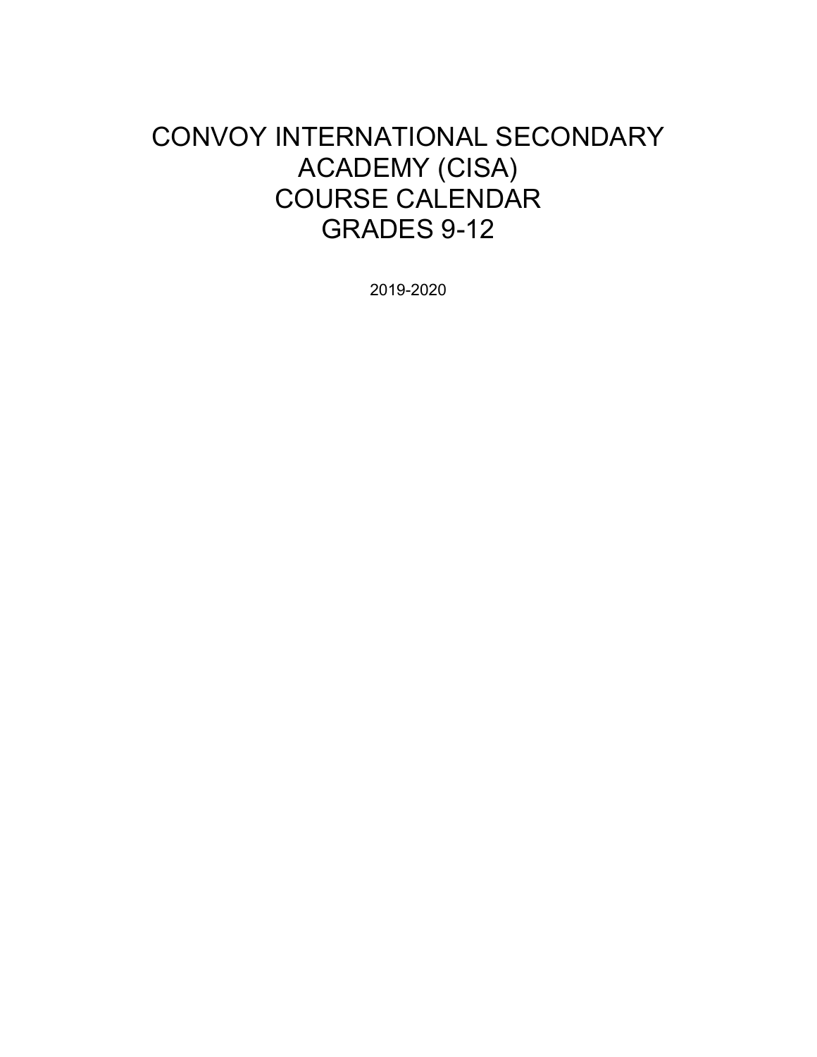# CONVOY INTERNATIONAL SECONDARY ACADEMY (CISA) COURSE CALENDAR GRADES 9-12

2019-2020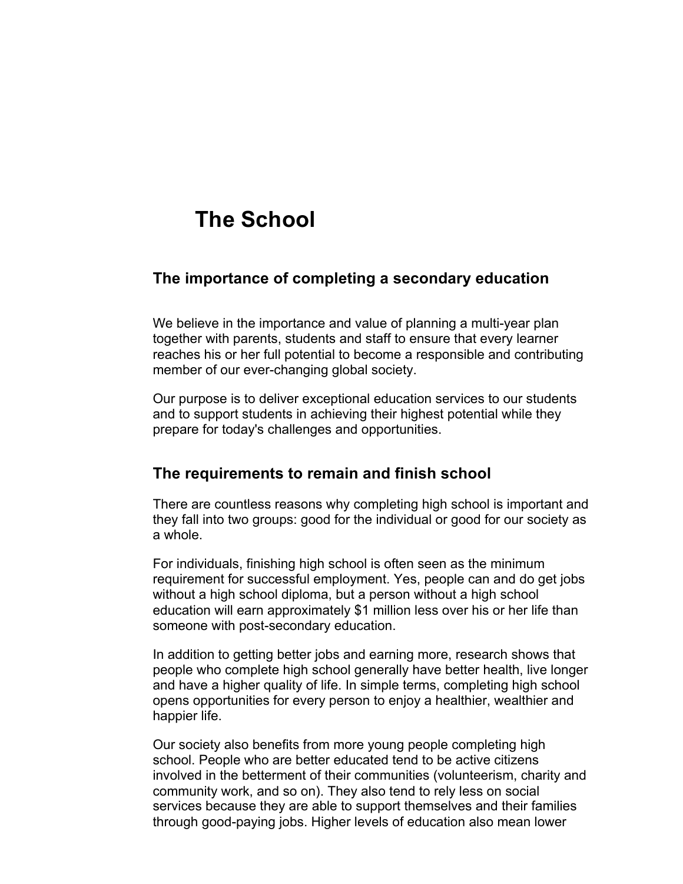# The School

## The importance of completing a secondary education

We believe in the importance and value of planning a multi-year plan together with parents, students and staff to ensure that every learner reaches his or her full potential to become a responsible and contributing member of our ever-changing global society.

Our purpose is to deliver exceptional education services to our students and to support students in achieving their highest potential while they prepare for today's challenges and opportunities.

## The requirements to remain and finish school

There are countless reasons why completing high school is important and they fall into two groups: good for the individual or good for our society as a whole.

For individuals, finishing high school is often seen as the minimum requirement for successful employment. Yes, people can and do get jobs without a high school diploma, but a person without a high school education will earn approximately $1 million less over his or her life than someone with post-secondary education.

In addition to getting better jobs and earning more, research shows that people who complete high school generally have better health, live longer and have a higher quality of life. In simple terms, completing high school opens opportunities for every person to enjoy a healthier, wealthier and happier life.

Our society also benefits from more young people completing high school. People who are better educated tend to be active citizens involved in the betterment of their communities (volunteerism, charity and community work, and so on). They also tend to rely less on social services because they are able to support themselves and their families through good-paying jobs. Higher levels of education also mean lower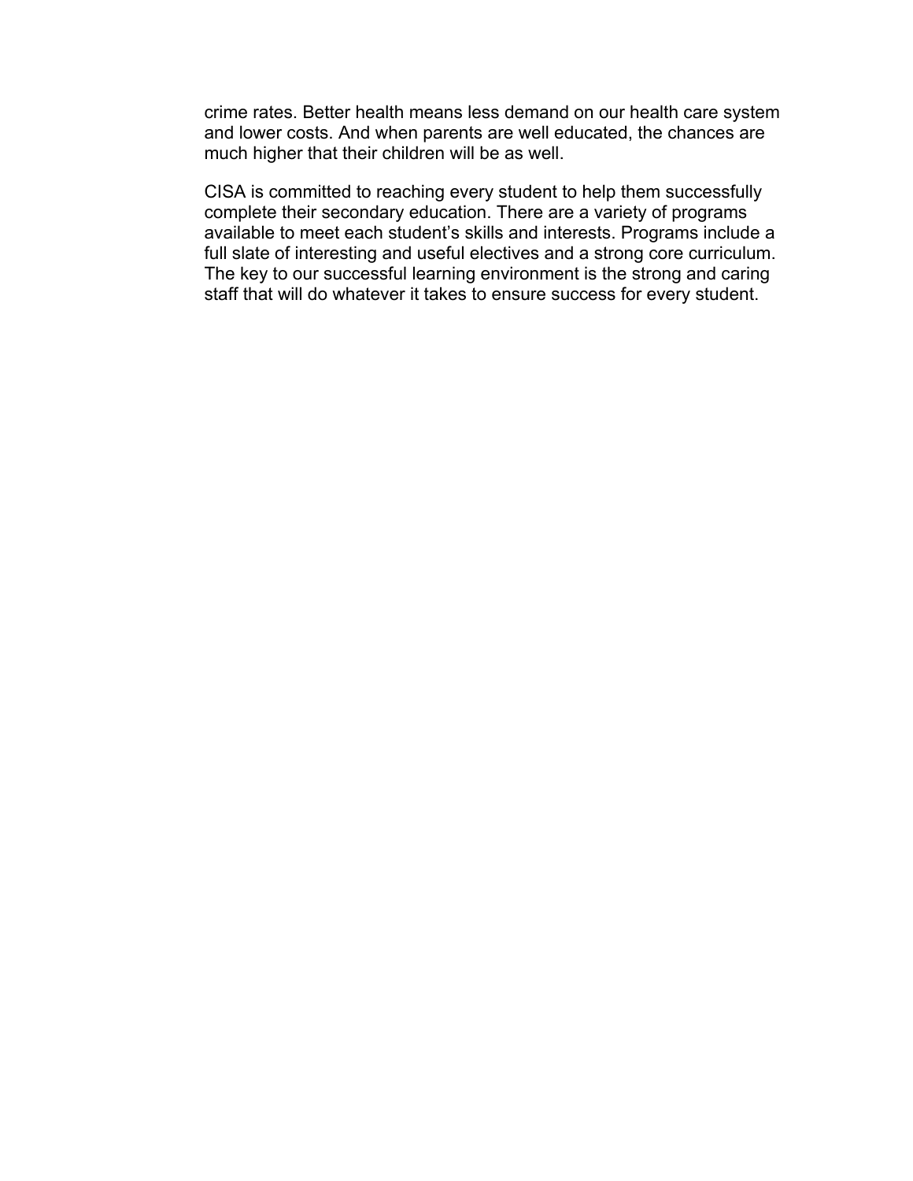crime rates. Better health means less demand on our health care system and lower costs. And when parents are well educated, the chances are much higher that their children will be as well.

CISA is committed to reaching every student to help them successfully complete their secondary education. There are a variety of programs available to meet each student's skills and interests. Programs include a full slate of interesting and useful electives and a strong core curriculum. The key to our successful learning environment is the strong and caring staff that will do whatever it takes to ensure success for every student.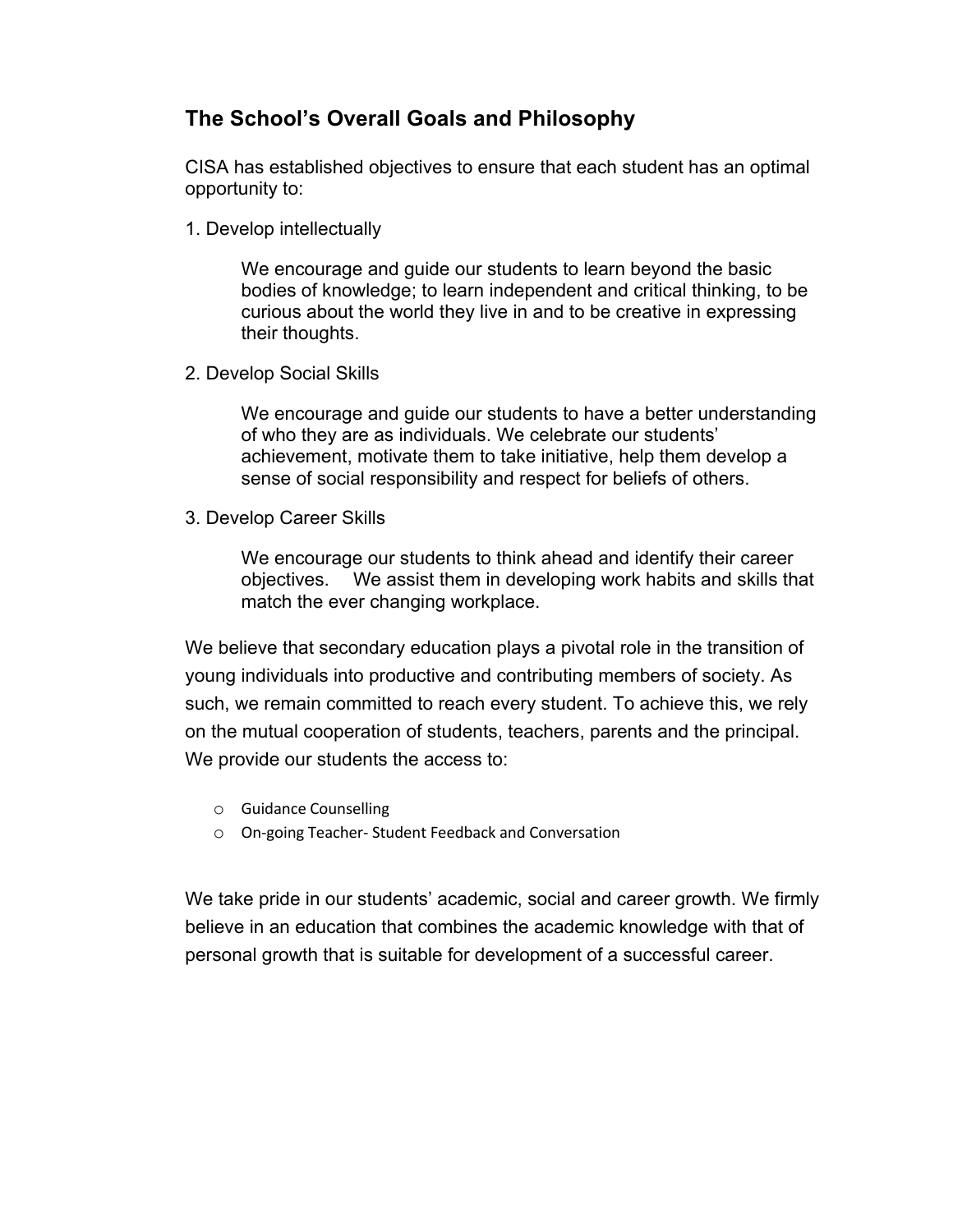## The School's Overall Goals and Philosophy

CISA has established objectives to ensure that each student has an optimal opportunity to:

1. Develop intellectually

   We encourage and guide our students to learn beyond the basic bodies of knowledge; to learn independent and critical thinking, to be curious about the world they live in and to be creative in expressing their thoughts.

2. Develop Social Skills

   We encourage and guide our students to have a better understanding of who they are as individuals. We celebrate our students' achievement, motivate them to take initiative, help them develop a sense of social responsibility and respect for beliefs of others.

3. Develop Career Skills

   We encourage our students to think ahead and identify their career objectives. We assist them in developing work habits and skills that match the ever changing workplace.

We believe that secondary education plays a pivotal role in the transition of young individuals into productive and contributing members of society. As such, we remain committed to reach every student. To achieve this, we rely on the mutual cooperation of students, teachers, parents and the principal. We provide our students the access to:

- Guidance Counselling
- On-going Teacher- Student Feedback and Conversation

We take pride in our students' academic, social and career growth. We firmly believe in an education that combines the academic knowledge with that of personal growth that is suitable for development of a successful career.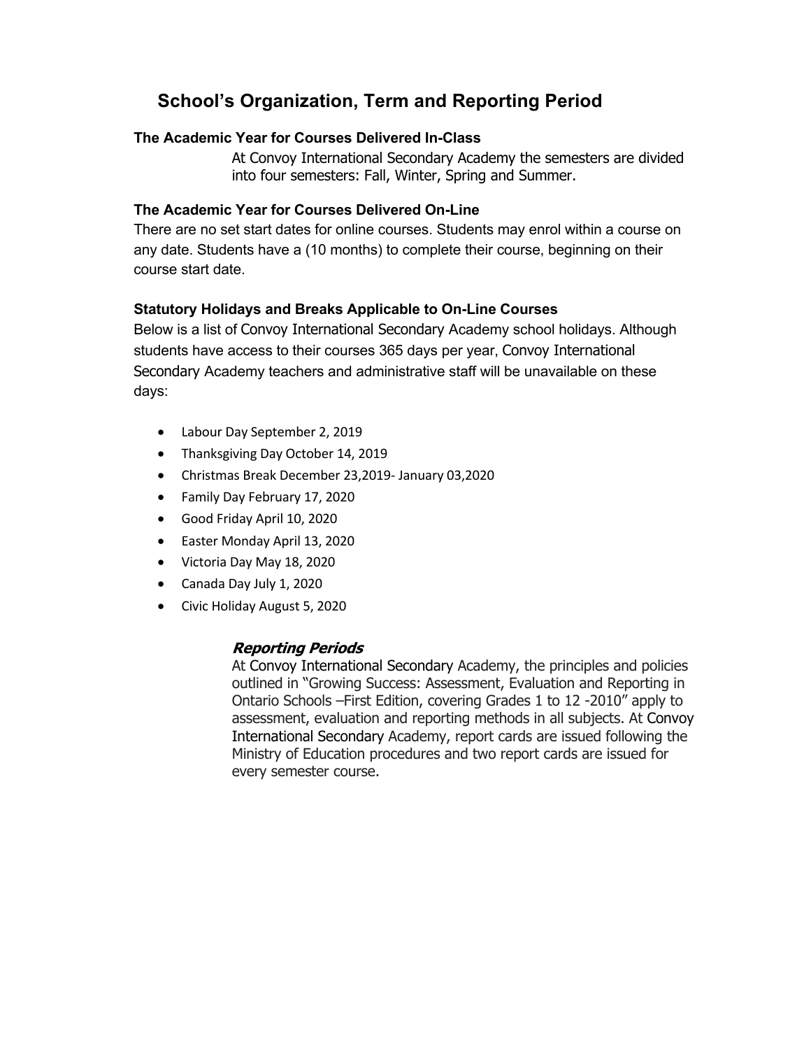## School's Organization, Term and Reporting Period

**The Academic Year for Courses Delivered In-Class**

At Convoy International Secondary Academy the semesters are divided into four semesters: Fall, Winter, Spring and Summer.

**The Academic Year for Courses Delivered On-Line**

There are no set start dates for online courses. Students may enrol within a course on any date. Students have a (10 months) to complete their course, beginning on their course start date.

**Statutory Holidays and Breaks Applicable to On-Line Courses**

Below is a list of Convoy International Secondary Academy school holidays. Although students have access to their courses 365 days per year, Convoy International Secondary Academy teachers and administrative staff will be unavailable on these days:

- Labour Day September 2, 2019
- Thanksgiving Day October 14, 2019
- Christmas Break December 23,2019- January 03,2020
- Family Day February 17, 2020
- Good Friday April 10, 2020
- Easter Monday April 13, 2020
- Victoria Day May 18, 2020
- Canada Day July 1, 2020
- Civic Holiday August 5, 2020

### *Reporting Periods*

At Convoy International Secondary Academy, the principles and policies outlined in "Growing Success: Assessment, Evaluation and Reporting in Ontario Schools –First Edition, covering Grades 1 to 12 -2010" apply to assessment, evaluation and reporting methods in all subjects. At Convoy International Secondary Academy, report cards are issued following the Ministry of Education procedures and two report cards are issued for every semester course.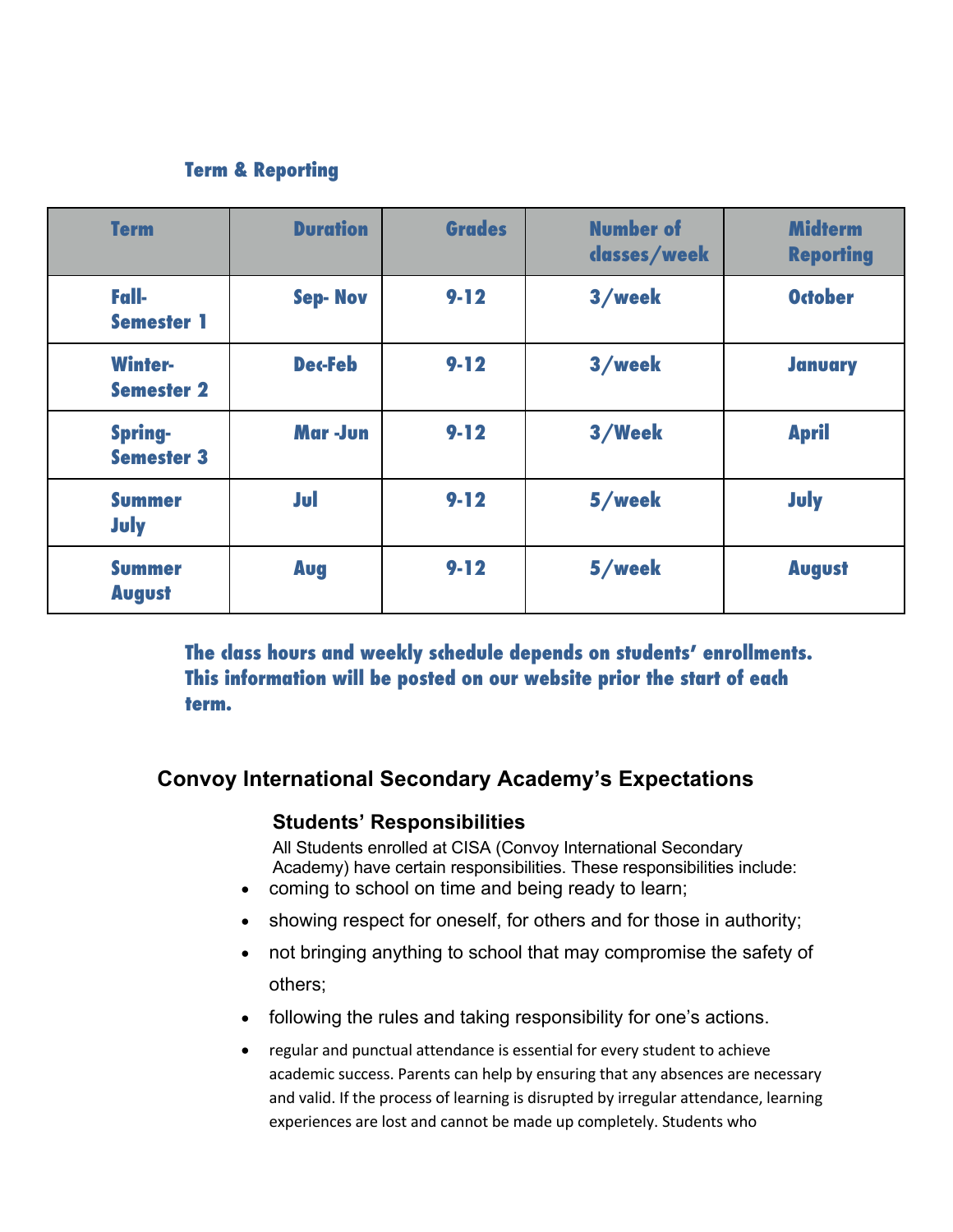### Term & Reporting

| Term | Duration | Grades | Number of classes/week | Midterm Reporting |
|---|---|---|---|---|
| Fall-Semester 1 | Sep- Nov | 9-12 | 3/week | October |
| Winter-Semester 2 | Dec-Feb | 9-12 | 3/week | January |
| Spring-Semester 3 | Mar -Jun | 9-12 | 3/Week | April |
| Summer July | Jul | 9-12 | 5/week | July |
| Summer August | Aug | 9-12 | 5/week | August |

**The class hours and weekly schedule depends on students' enrollments. This information will be posted on our website prior the start of each term.**

## Convoy International Secondary Academy's Expectations

### Students' Responsibilities

All Students enrolled at CISA (Convoy International Secondary Academy) have certain responsibilities. These responsibilities include:

- coming to school on time and being ready to learn;
- showing respect for oneself, for others and for those in authority;
- not bringing anything to school that may compromise the safety of others;
- following the rules and taking responsibility for one's actions.
- regular and punctual attendance is essential for every student to achieve academic success. Parents can help by ensuring that any absences are necessary and valid. If the process of learning is disrupted by irregular attendance, learning experiences are lost and cannot be made up completely. Students who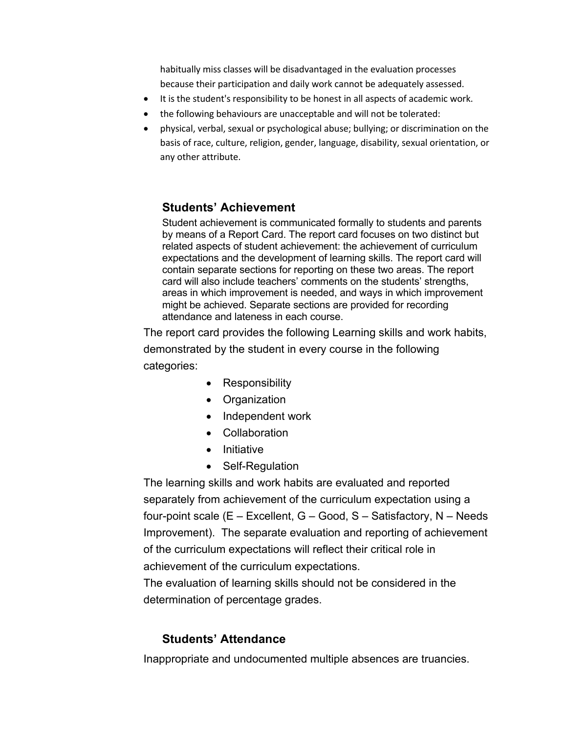habitually miss classes will be disadvantaged in the evaluation processes because their participation and daily work cannot be adequately assessed.

- It is the student's responsibility to be honest in all aspects of academic work.
- the following behaviours are unacceptable and will not be tolerated:
- physical, verbal, sexual or psychological abuse; bullying; or discrimination on the basis of race, culture, religion, gender, language, disability, sexual orientation, or any other attribute.

## Students' Achievement

Student achievement is communicated formally to students and parents by means of a Report Card. The report card focuses on two distinct but related aspects of student achievement: the achievement of curriculum expectations and the development of learning skills. The report card will contain separate sections for reporting on these two areas. The report card will also include teachers' comments on the students' strengths, areas in which improvement is needed, and ways in which improvement might be achieved. Separate sections are provided for recording attendance and lateness in each course.

The report card provides the following Learning skills and work habits, demonstrated by the student in every course in the following categories:

- Responsibility
- Organization
- Independent work
- Collaboration
- Initiative
- Self-Regulation

The learning skills and work habits are evaluated and reported separately from achievement of the curriculum expectation using a four-point scale (E – Excellent, G – Good, S – Satisfactory, N – Needs Improvement). The separate evaluation and reporting of achievement of the curriculum expectations will reflect their critical role in achievement of the curriculum expectations.

The evaluation of learning skills should not be considered in the determination of percentage grades.

## Students' Attendance

Inappropriate and undocumented multiple absences are truancies.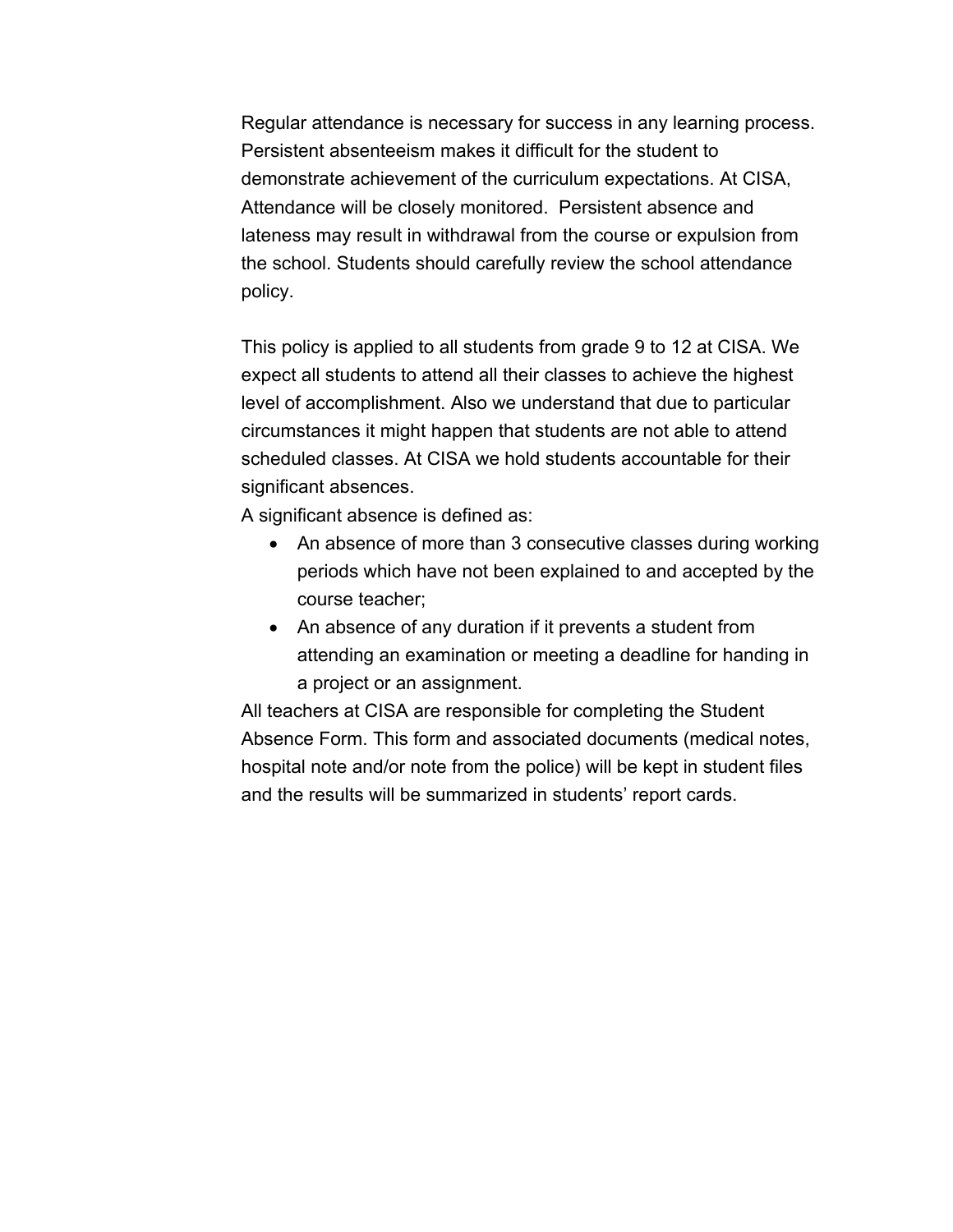Regular attendance is necessary for success in any learning process. Persistent absenteeism makes it difficult for the student to demonstrate achievement of the curriculum expectations. At CISA, Attendance will be closely monitored. Persistent absence and lateness may result in withdrawal from the course or expulsion from the school. Students should carefully review the school attendance policy.

This policy is applied to all students from grade 9 to 12 at CISA. We expect all students to attend all their classes to achieve the highest level of accomplishment. Also we understand that due to particular circumstances it might happen that students are not able to attend scheduled classes. At CISA we hold students accountable for their significant absences.

A significant absence is defined as:

- An absence of more than 3 consecutive classes during working periods which have not been explained to and accepted by the course teacher;
- An absence of any duration if it prevents a student from attending an examination or meeting a deadline for handing in a project or an assignment.

All teachers at CISA are responsible for completing the Student Absence Form. This form and associated documents (medical notes, hospital note and/or note from the police) will be kept in student files and the results will be summarized in students' report cards.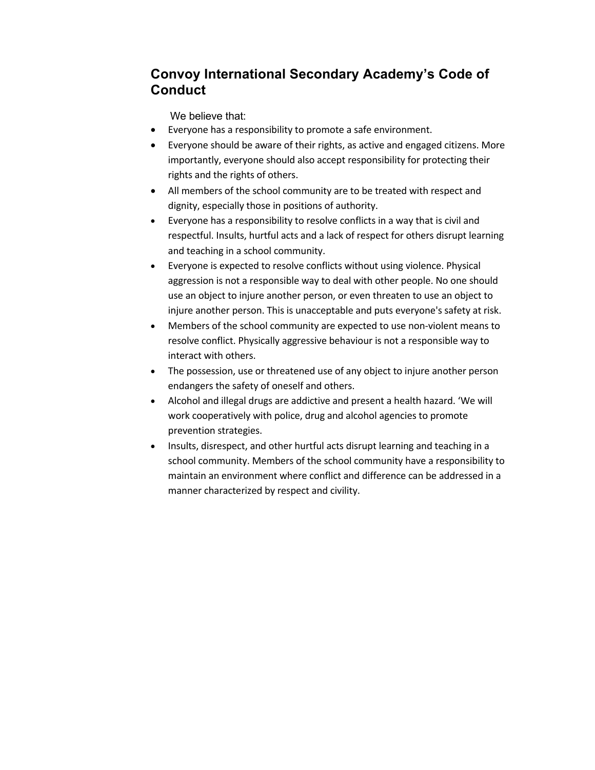# Convoy International Secondary Academy's Code of Conduct

We believe that:

- Everyone has a responsibility to promote a safe environment.
- Everyone should be aware of their rights, as active and engaged citizens. More importantly, everyone should also accept responsibility for protecting their rights and the rights of others.
- All members of the school community are to be treated with respect and dignity, especially those in positions of authority.
- Everyone has a responsibility to resolve conflicts in a way that is civil and respectful. Insults, hurtful acts and a lack of respect for others disrupt learning and teaching in a school community.
- Everyone is expected to resolve conflicts without using violence. Physical aggression is not a responsible way to deal with other people. No one should use an object to injure another person, or even threaten to use an object to injure another person. This is unacceptable and puts everyone's safety at risk.
- Members of the school community are expected to use non-violent means to resolve conflict. Physically aggressive behaviour is not a responsible way to interact with others.
- The possession, use or threatened use of any object to injure another person endangers the safety of oneself and others.
- Alcohol and illegal drugs are addictive and present a health hazard. 'We will work cooperatively with police, drug and alcohol agencies to promote prevention strategies.
- Insults, disrespect, and other hurtful acts disrupt learning and teaching in a school community. Members of the school community have a responsibility to maintain an environment where conflict and difference can be addressed in a manner characterized by respect and civility.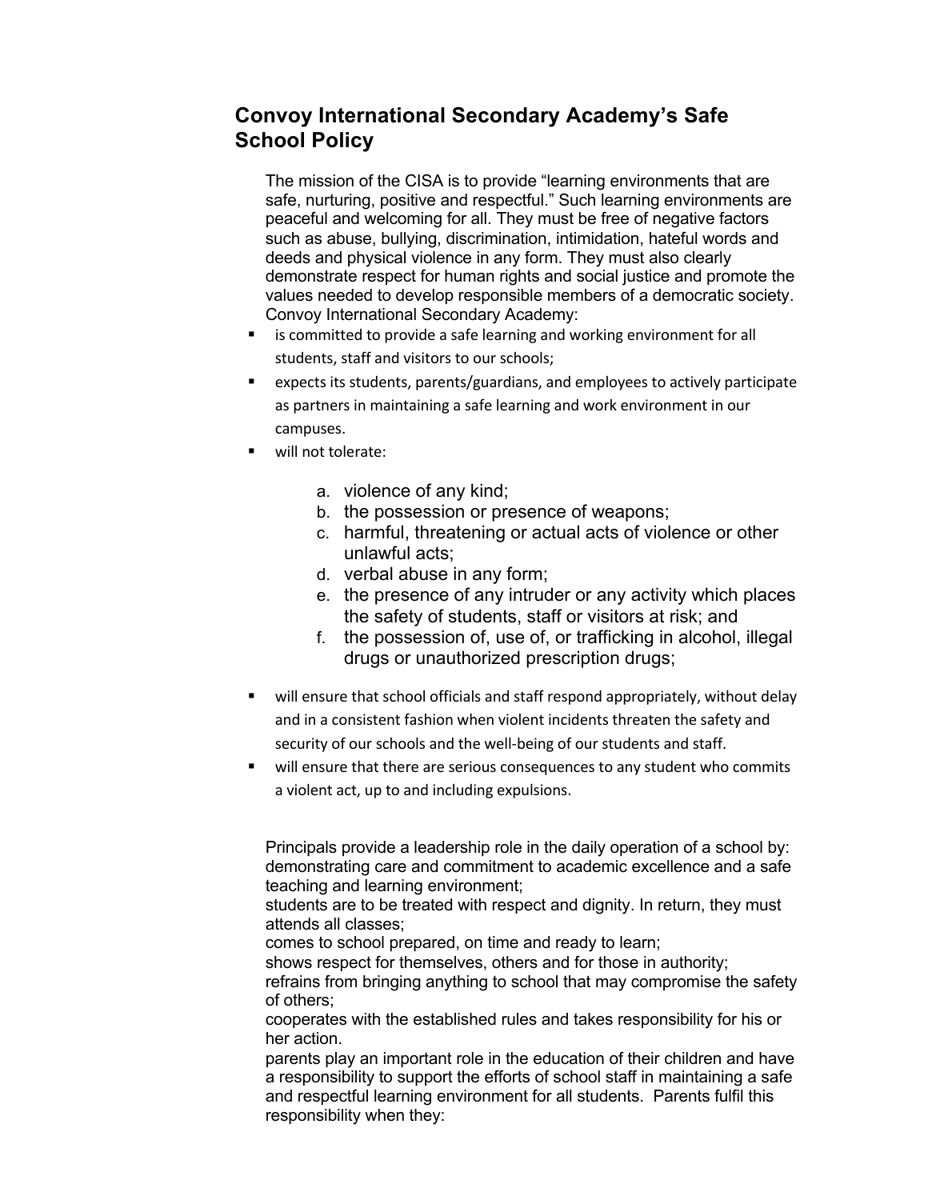## Convoy International Secondary Academy's Safe School Policy

The mission of the CISA is to provide "learning environments that are safe, nurturing, positive and respectful." Such learning environments are peaceful and welcoming for all. They must be free of negative factors such as abuse, bullying, discrimination, intimidation, hateful words and deeds and physical violence in any form. They must also clearly demonstrate respect for human rights and social justice and promote the values needed to develop responsible members of a democratic society. Convoy International Secondary Academy:

- is committed to provide a safe learning and working environment for all students, staff and visitors to our schools;
- expects its students, parents/guardians, and employees to actively participate as partners in maintaining a safe learning and work environment in our campuses.
- will not tolerate:
  a. violence of any kind;
  b. the possession or presence of weapons;
  c. harmful, threatening or actual acts of violence or other unlawful acts;
  d. verbal abuse in any form;
  e. the presence of any intruder or any activity which places the safety of students, staff or visitors at risk; and
  f. the possession of, use of, or trafficking in alcohol, illegal drugs or unauthorized prescription drugs;
- will ensure that school officials and staff respond appropriately, without delay and in a consistent fashion when violent incidents threaten the safety and security of our schools and the well-being of our students and staff.
- will ensure that there are serious consequences to any student who commits a violent act, up to and including expulsions.

Principals provide a leadership role in the daily operation of a school by: demonstrating care and commitment to academic excellence and a safe teaching and learning environment;
students are to be treated with respect and dignity. In return, they must attends all classes;
comes to school prepared, on time and ready to learn;
shows respect for themselves, others and for those in authority;
refrains from bringing anything to school that may compromise the safety of others;
cooperates with the established rules and takes responsibility for his or her action.
parents play an important role in the education of their children and have a responsibility to support the efforts of school staff in maintaining a safe and respectful learning environment for all students. Parents fulfil this responsibility when they: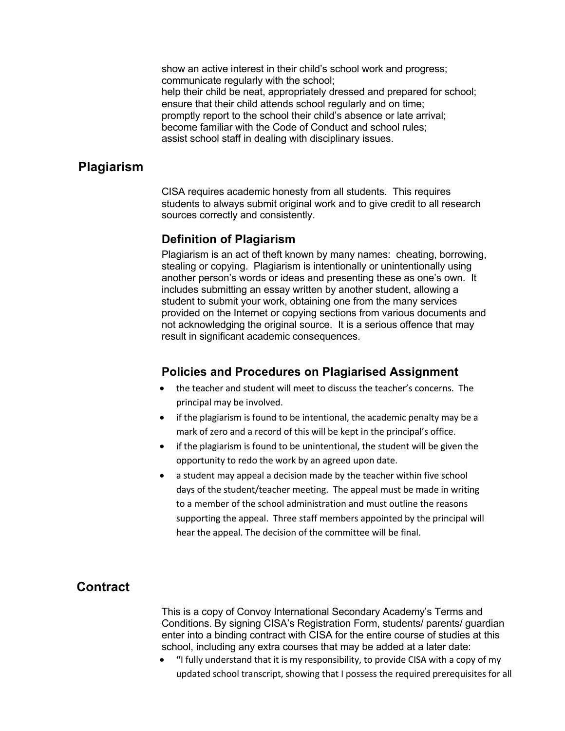show an active interest in their child's school work and progress;
communicate regularly with the school;
help their child be neat, appropriately dressed and prepared for school;
ensure that their child attends school regularly and on time;
promptly report to the school their child's absence or late arrival;
become familiar with the Code of Conduct and school rules;
assist school staff in dealing with disciplinary issues.

## Plagiarism

CISA requires academic honesty from all students. This requires students to always submit original work and to give credit to all research sources correctly and consistently.

### Definition of Plagiarism

Plagiarism is an act of theft known by many names: cheating, borrowing, stealing or copying. Plagiarism is intentionally or unintentionally using another person's words or ideas and presenting these as one's own. It includes submitting an essay written by another student, allowing a student to submit your work, obtaining one from the many services provided on the Internet or copying sections from various documents and not acknowledging the original source. It is a serious offence that may result in significant academic consequences.

### Policies and Procedures on Plagiarised Assignment

- the teacher and student will meet to discuss the teacher's concerns. The principal may be involved.
- if the plagiarism is found to be intentional, the academic penalty may be a mark of zero and a record of this will be kept in the principal's office.
- if the plagiarism is found to be unintentional, the student will be given the opportunity to redo the work by an agreed upon date.
- a student may appeal a decision made by the teacher within five school days of the student/teacher meeting. The appeal must be made in writing to a member of the school administration and must outline the reasons supporting the appeal. Three staff members appointed by the principal will hear the appeal. The decision of the committee will be final.

## Contract

This is a copy of Convoy International Secondary Academy's Terms and Conditions. By signing CISA's Registration Form, students/ parents/ guardian enter into a binding contract with CISA for the entire course of studies at this school, including any extra courses that may be added at a later date:

- **"**I fully understand that it is my responsibility, to provide CISA with a copy of my updated school transcript, showing that I possess the required prerequisites for all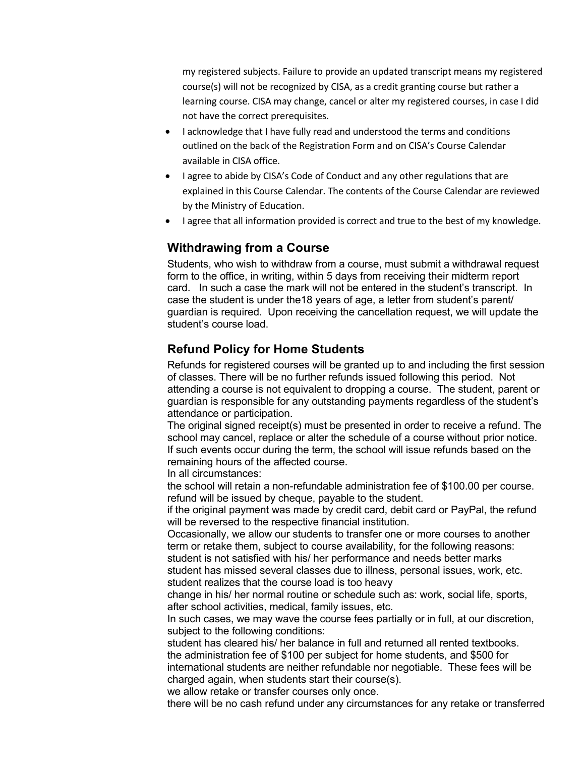my registered subjects. Failure to provide an updated transcript means my registered course(s) will not be recognized by CISA, as a credit granting course but rather a learning course. CISA may change, cancel or alter my registered courses, in case I did not have the correct prerequisites.

- I acknowledge that I have fully read and understood the terms and conditions outlined on the back of the Registration Form and on CISA's Course Calendar available in CISA office.
- I agree to abide by CISA's Code of Conduct and any other regulations that are explained in this Course Calendar. The contents of the Course Calendar are reviewed by the Ministry of Education.
- I agree that all information provided is correct and true to the best of my knowledge.

## Withdrawing from a Course

Students, who wish to withdraw from a course, must submit a withdrawal request form to the office, in writing, within 5 days from receiving their midterm report card. In such a case the mark will not be entered in the student's transcript. In case the student is under the18 years of age, a letter from student's parent/ guardian is required. Upon receiving the cancellation request, we will update the student's course load.

## Refund Policy for Home Students

Refunds for registered courses will be granted up to and including the first session of classes. There will be no further refunds issued following this period. Not attending a course is not equivalent to dropping a course. The student, parent or guardian is responsible for any outstanding payments regardless of the student's attendance or participation.

The original signed receipt(s) must be presented in order to receive a refund. The school may cancel, replace or alter the schedule of a course without prior notice. If such events occur during the term, the school will issue refunds based on the remaining hours of the affected course.

In all circumstances:

the school will retain a non-refundable administration fee of $100.00 per course.

refund will be issued by cheque, payable to the student.

if the original payment was made by credit card, debit card or PayPal, the refund will be reversed to the respective financial institution.

Occasionally, we allow our students to transfer one or more courses to another term or retake them, subject to course availability, for the following reasons:

student is not satisfied with his/ her performance and needs better marks

student has missed several classes due to illness, personal issues, work, etc.

student realizes that the course load is too heavy

change in his/ her normal routine or schedule such as: work, social life, sports, after school activities, medical, family issues, etc.

In such cases, we may wave the course fees partially or in full, at our discretion, subject to the following conditions:

student has cleared his/ her balance in full and returned all rented textbooks.

the administration fee of $100 per subject for home students, and $500 for international students are neither refundable nor negotiable. These fees will be charged again, when students start their course(s).

we allow retake or transfer courses only once.

there will be no cash refund under any circumstances for any retake or transferred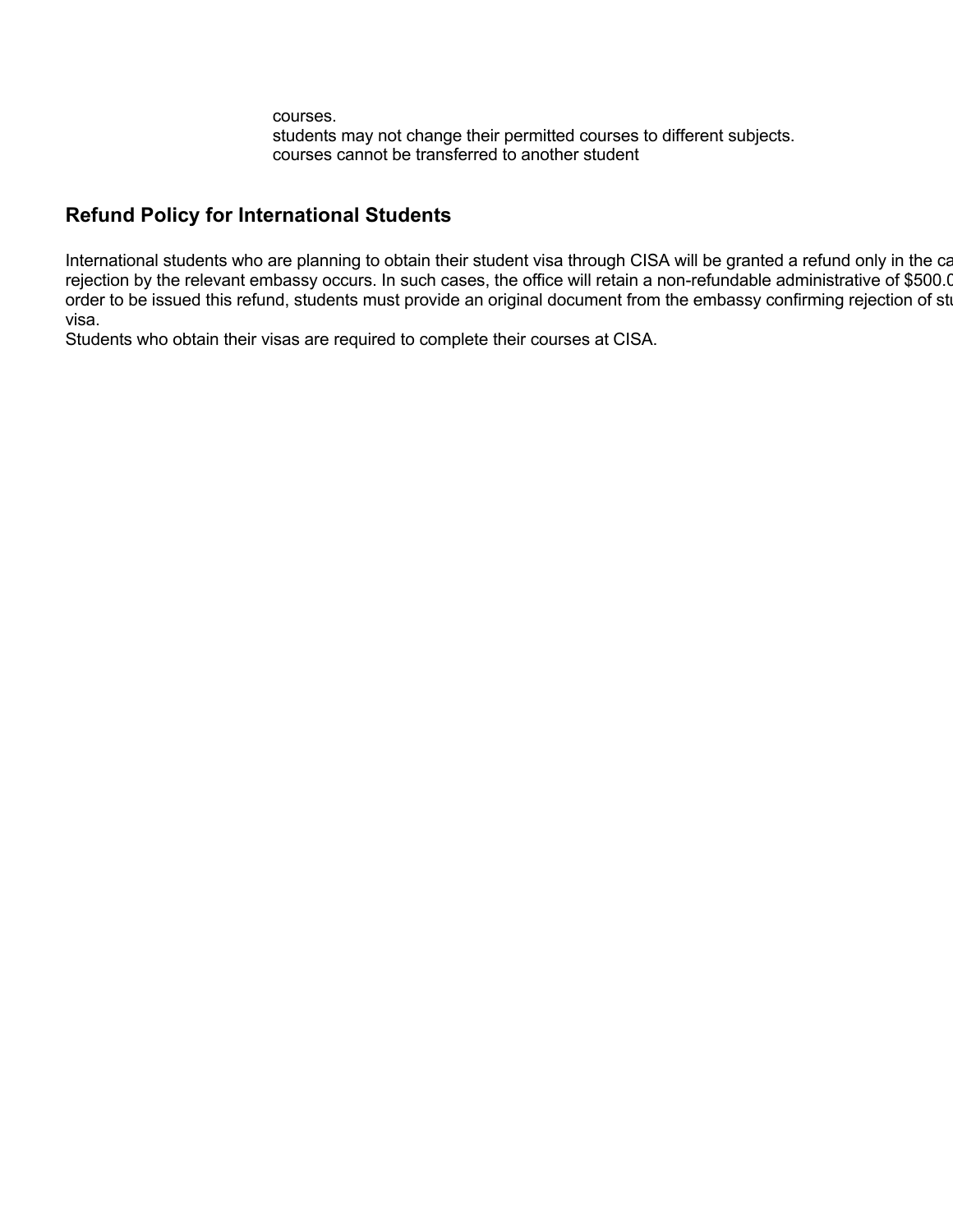courses.
students may not change their permitted courses to different subjects.
courses cannot be transferred to another student

## Refund Policy for International Students

International students who are planning to obtain their student visa through CISA will be granted a refund only in the ca
rejection by the relevant embassy occurs. In such cases, the office will retain a non-refundable administrative of $500.0
order to be issued this refund, students must provide an original document from the embassy confirming rejection of stu
visa.
Students who obtain their visas are required to complete their courses at CISA.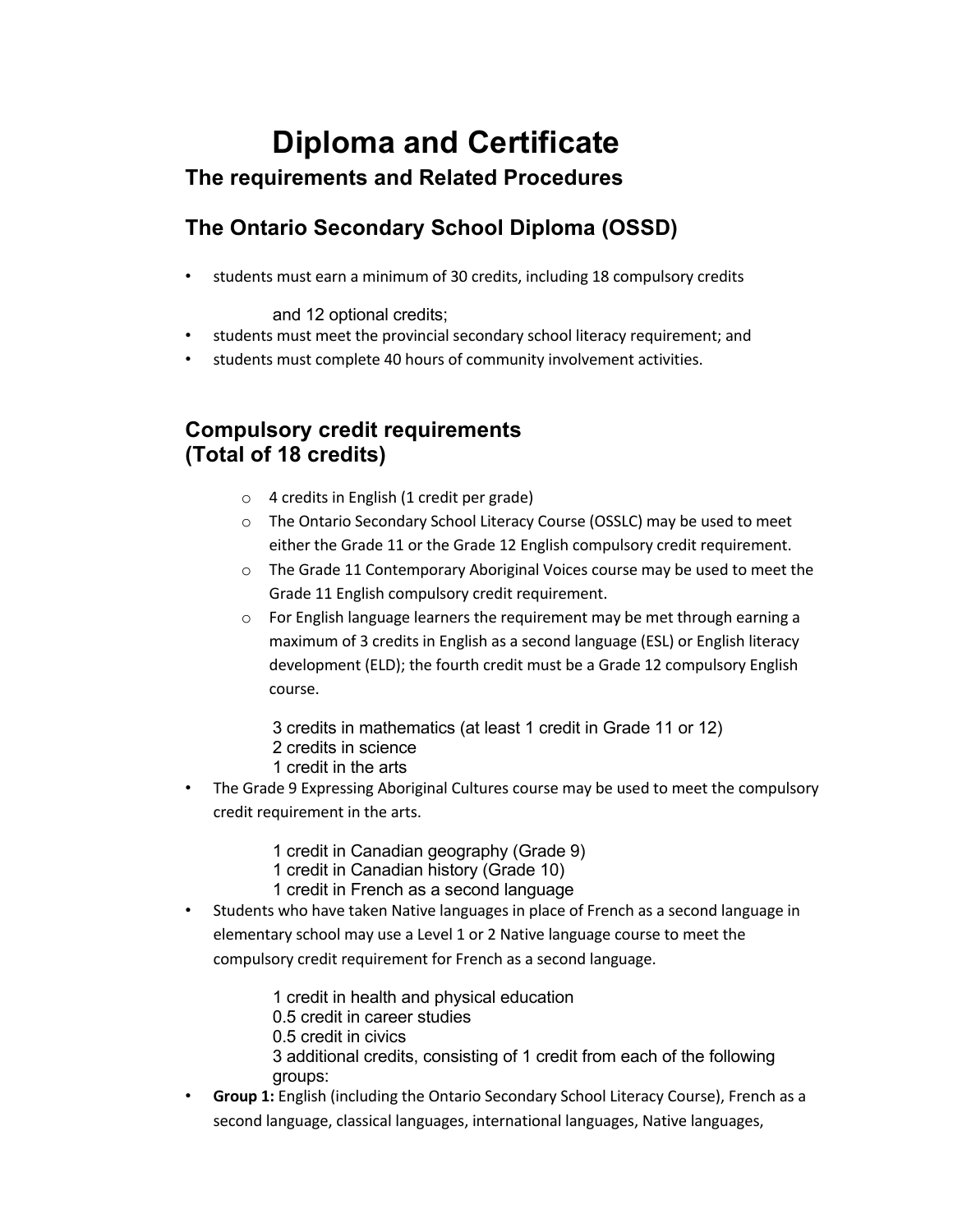# Diploma and Certificate

## The requirements and Related Procedures

## The Ontario Secondary School Diploma (OSSD)

- students must earn a minimum of 30 credits, including 18 compulsory credits and 12 optional credits;
- students must meet the provincial secondary school literacy requirement; and
- students must complete 40 hours of community involvement activities.

## Compulsory credit requirements (Total of 18 credits)

- 4 credits in English (1 credit per grade)
- The Ontario Secondary School Literacy Course (OSSLC) may be used to meet either the Grade 11 or the Grade 12 English compulsory credit requirement.
- The Grade 11 Contemporary Aboriginal Voices course may be used to meet the Grade 11 English compulsory credit requirement.
- For English language learners the requirement may be met through earning a maximum of 3 credits in English as a second language (ESL) or English literacy development (ELD); the fourth credit must be a Grade 12 compulsory English course.

3 credits in mathematics (at least 1 credit in Grade 11 or 12)
2 credits in science
1 credit in the arts

- The Grade 9 Expressing Aboriginal Cultures course may be used to meet the compulsory credit requirement in the arts.

1 credit in Canadian geography (Grade 9)
1 credit in Canadian history (Grade 10)
1 credit in French as a second language

- Students who have taken Native languages in place of French as a second language in elementary school may use a Level 1 or 2 Native language course to meet the compulsory credit requirement for French as a second language.

1 credit in health and physical education
0.5 credit in career studies
0.5 credit in civics
3 additional credits, consisting of 1 credit from each of the following groups:

- **Group 1:** English (including the Ontario Secondary School Literacy Course), French as a second language, classical languages, international languages, Native languages,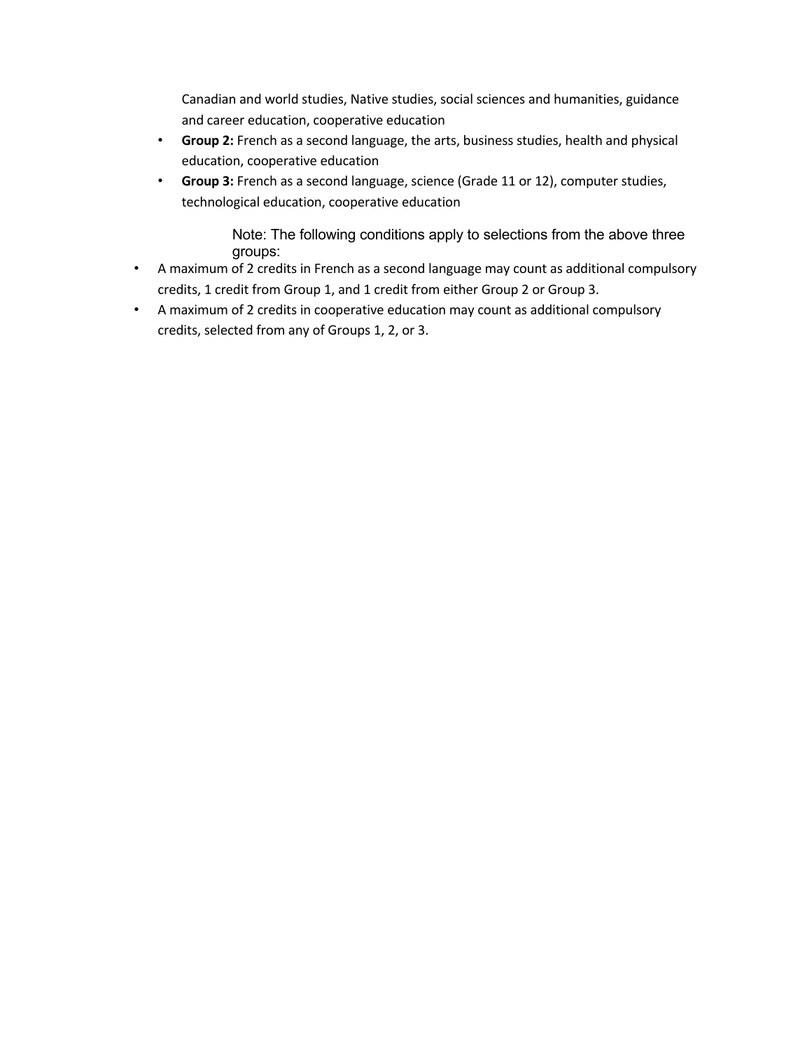Canadian and world studies, Native studies, social sciences and humanities, guidance and career education, cooperative education

- **Group 2:** French as a second language, the arts, business studies, health and physical education, cooperative education
- **Group 3:** French as a second language, science (Grade 11 or 12), computer studies, technological education, cooperative education

Note: The following conditions apply to selections from the above three groups:

- A maximum of 2 credits in French as a second language may count as additional compulsory credits, 1 credit from Group 1, and 1 credit from either Group 2 or Group 3.
- A maximum of 2 credits in cooperative education may count as additional compulsory credits, selected from any of Groups 1, 2, or 3.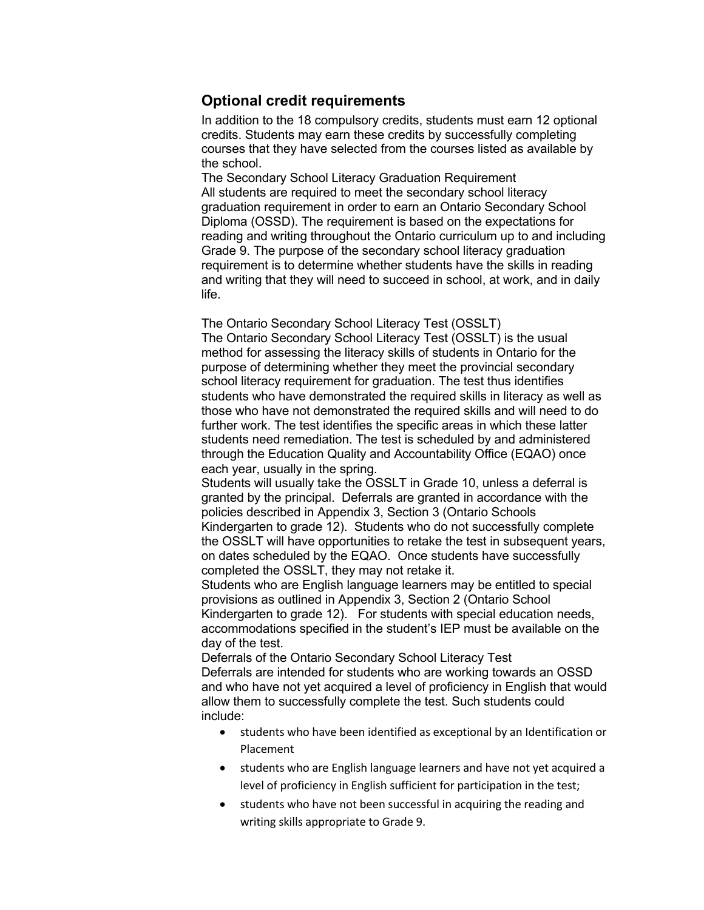## Optional credit requirements

In addition to the 18 compulsory credits, students must earn 12 optional credits. Students may earn these credits by successfully completing courses that they have selected from the courses listed as available by the school.

The Secondary School Literacy Graduation Requirement

All students are required to meet the secondary school literacy graduation requirement in order to earn an Ontario Secondary School Diploma (OSSD). The requirement is based on the expectations for reading and writing throughout the Ontario curriculum up to and including Grade 9. The purpose of the secondary school literacy graduation requirement is to determine whether students have the skills in reading and writing that they will need to succeed in school, at work, and in daily life.

The Ontario Secondary School Literacy Test (OSSLT)

The Ontario Secondary School Literacy Test (OSSLT) is the usual method for assessing the literacy skills of students in Ontario for the purpose of determining whether they meet the provincial secondary school literacy requirement for graduation. The test thus identifies students who have demonstrated the required skills in literacy as well as those who have not demonstrated the required skills and will need to do further work. The test identifies the specific areas in which these latter students need remediation. The test is scheduled by and administered through the Education Quality and Accountability Office (EQAO) once each year, usually in the spring.

Students will usually take the OSSLT in Grade 10, unless a deferral is granted by the principal. Deferrals are granted in accordance with the policies described in Appendix 3, Section 3 (Ontario Schools Kindergarten to grade 12). Students who do not successfully complete the OSSLT will have opportunities to retake the test in subsequent years, on dates scheduled by the EQAO. Once students have successfully completed the OSSLT, they may not retake it.

Students who are English language learners may be entitled to special provisions as outlined in Appendix 3, Section 2 (Ontario School Kindergarten to grade 12). For students with special education needs, accommodations specified in the student's IEP must be available on the day of the test.

Deferrals of the Ontario Secondary School Literacy Test

Deferrals are intended for students who are working towards an OSSD and who have not yet acquired a level of proficiency in English that would allow them to successfully complete the test. Such students could include:

- students who have been identified as exceptional by an Identification or Placement
- students who are English language learners and have not yet acquired a level of proficiency in English sufficient for participation in the test;
- students who have not been successful in acquiring the reading and writing skills appropriate to Grade 9.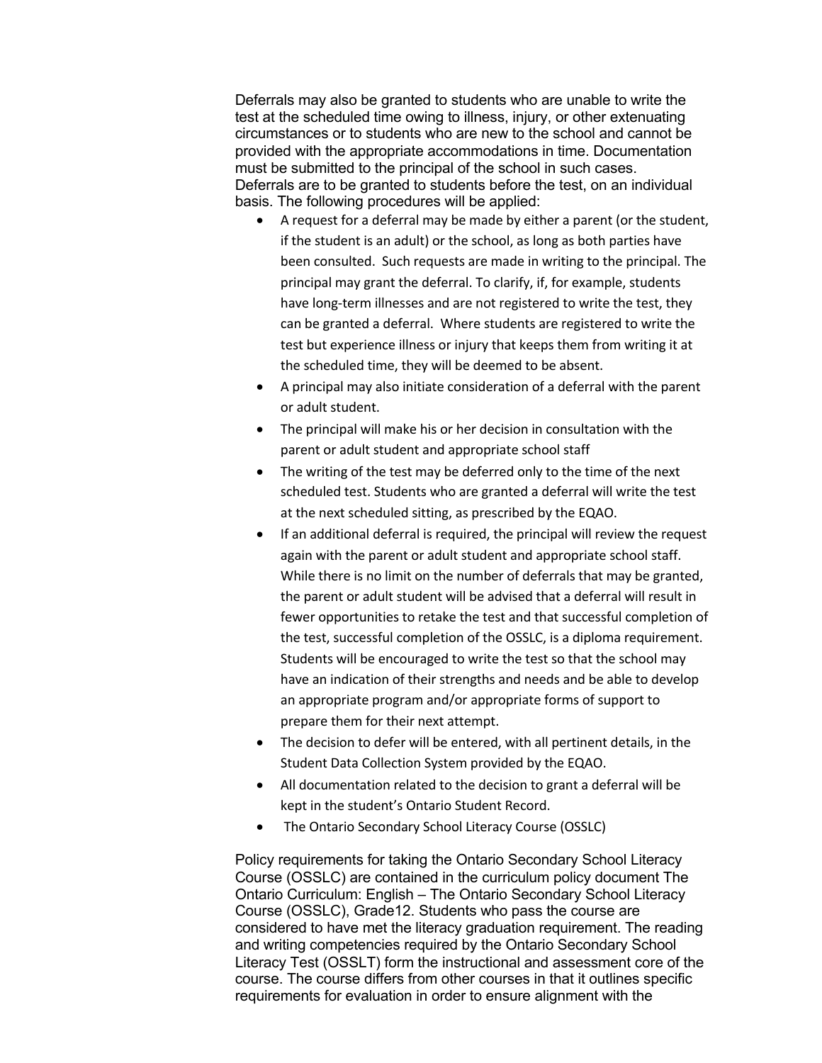Deferrals may also be granted to students who are unable to write the test at the scheduled time owing to illness, injury, or other extenuating circumstances or to students who are new to the school and cannot be provided with the appropriate accommodations in time. Documentation must be submitted to the principal of the school in such cases. Deferrals are to be granted to students before the test, on an individual basis. The following procedures will be applied:

- A request for a deferral may be made by either a parent (or the student, if the student is an adult) or the school, as long as both parties have been consulted. Such requests are made in writing to the principal. The principal may grant the deferral. To clarify, if, for example, students have long-term illnesses and are not registered to write the test, they can be granted a deferral. Where students are registered to write the test but experience illness or injury that keeps them from writing it at the scheduled time, they will be deemed to be absent.
- A principal may also initiate consideration of a deferral with the parent or adult student.
- The principal will make his or her decision in consultation with the parent or adult student and appropriate school staff
- The writing of the test may be deferred only to the time of the next scheduled test. Students who are granted a deferral will write the test at the next scheduled sitting, as prescribed by the EQAO.
- If an additional deferral is required, the principal will review the request again with the parent or adult student and appropriate school staff. While there is no limit on the number of deferrals that may be granted, the parent or adult student will be advised that a deferral will result in fewer opportunities to retake the test and that successful completion of the test, successful completion of the OSSLC, is a diploma requirement. Students will be encouraged to write the test so that the school may have an indication of their strengths and needs and be able to develop an appropriate program and/or appropriate forms of support to prepare them for their next attempt.
- The decision to defer will be entered, with all pertinent details, in the Student Data Collection System provided by the EQAO.
- All documentation related to the decision to grant a deferral will be kept in the student's Ontario Student Record.
- The Ontario Secondary School Literacy Course (OSSLC)

Policy requirements for taking the Ontario Secondary School Literacy Course (OSSLC) are contained in the curriculum policy document The Ontario Curriculum: English – The Ontario Secondary School Literacy Course (OSSLC), Grade12. Students who pass the course are considered to have met the literacy graduation requirement. The reading and writing competencies required by the Ontario Secondary School Literacy Test (OSSLT) form the instructional and assessment core of the course. The course differs from other courses in that it outlines specific requirements for evaluation in order to ensure alignment with the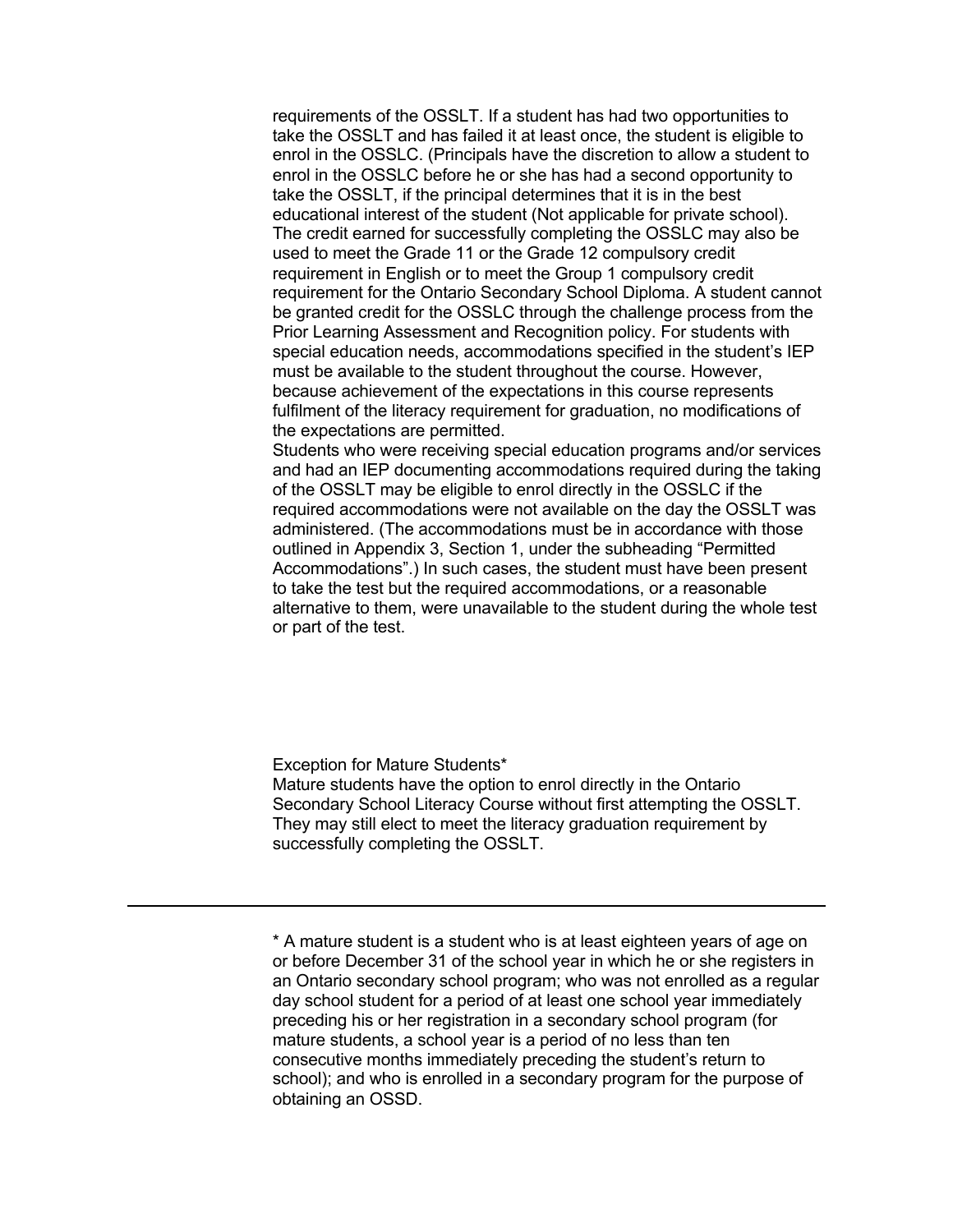requirements of the OSSLT. If a student has had two opportunities to take the OSSLT and has failed it at least once, the student is eligible to enrol in the OSSLC. (Principals have the discretion to allow a student to enrol in the OSSLC before he or she has had a second opportunity to take the OSSLT, if the principal determines that it is in the best educational interest of the student (Not applicable for private school). The credit earned for successfully completing the OSSLC may also be used to meet the Grade 11 or the Grade 12 compulsory credit requirement in English or to meet the Group 1 compulsory credit requirement for the Ontario Secondary School Diploma. A student cannot be granted credit for the OSSLC through the challenge process from the Prior Learning Assessment and Recognition policy. For students with special education needs, accommodations specified in the student's IEP must be available to the student throughout the course. However, because achievement of the expectations in this course represents fulfilment of the literacy requirement for graduation, no modifications of the expectations are permitted.

Students who were receiving special education programs and/or services and had an IEP documenting accommodations required during the taking of the OSSLT may be eligible to enrol directly in the OSSLC if the required accommodations were not available on the day the OSSLT was administered. (The accommodations must be in accordance with those outlined in Appendix 3, Section 1, under the subheading "Permitted Accommodations".) In such cases, the student must have been present to take the test but the required accommodations, or a reasonable alternative to them, were unavailable to the student during the whole test or part of the test.

Exception for Mature Students*

Mature students have the option to enrol directly in the Ontario Secondary School Literacy Course without first attempting the OSSLT. They may still elect to meet the literacy graduation requirement by successfully completing the OSSLT.

---

* A mature student is a student who is at least eighteen years of age on or before December 31 of the school year in which he or she registers in an Ontario secondary school program; who was not enrolled as a regular day school student for a period of at least one school year immediately preceding his or her registration in a secondary school program (for mature students, a school year is a period of no less than ten consecutive months immediately preceding the student's return to school); and who is enrolled in a secondary program for the purpose of obtaining an OSSD.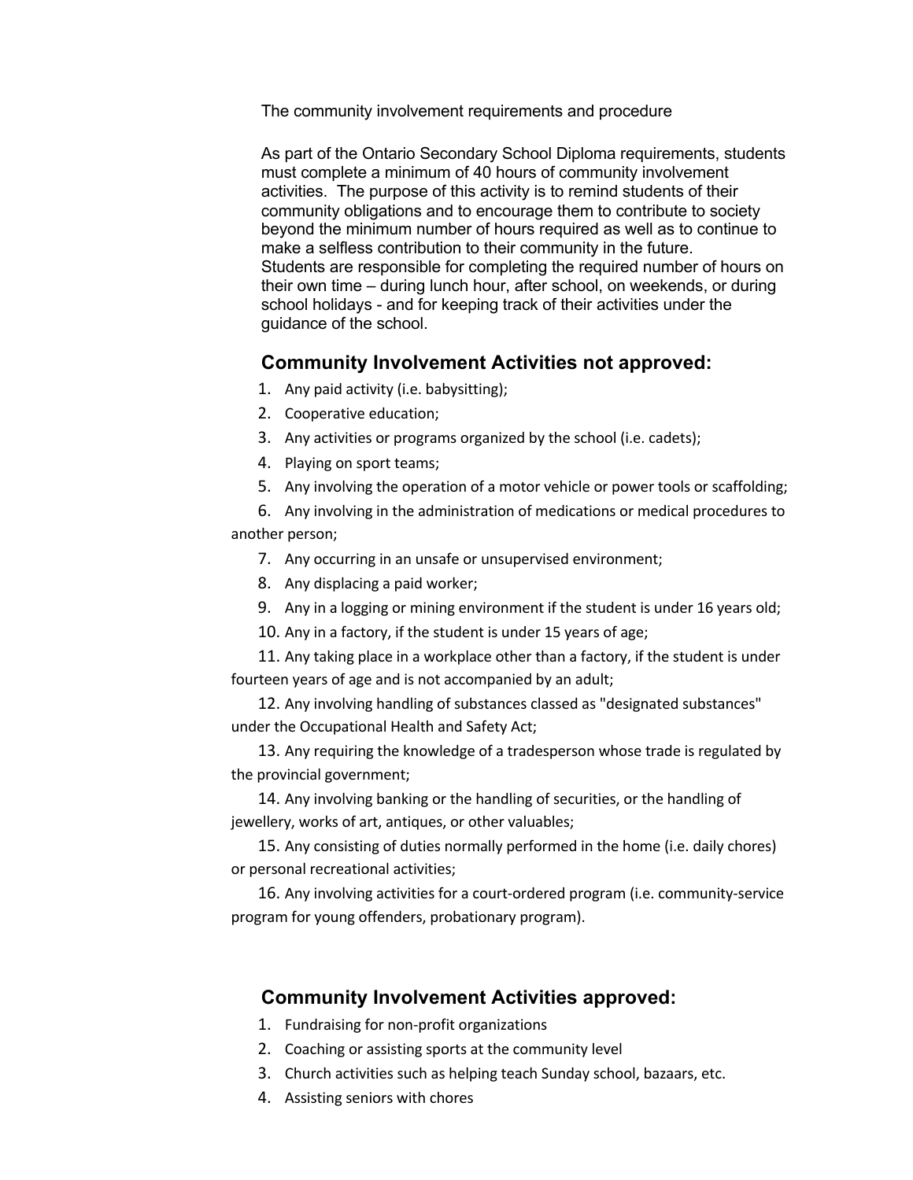The community involvement requirements and procedure

As part of the Ontario Secondary School Diploma requirements, students must complete a minimum of 40 hours of community involvement activities. The purpose of this activity is to remind students of their community obligations and to encourage them to contribute to society beyond the minimum number of hours required as well as to continue to make a selfless contribution to their community in the future. Students are responsible for completing the required number of hours on their own time – during lunch hour, after school, on weekends, or during school holidays - and for keeping track of their activities under the guidance of the school.

## Community Involvement Activities not approved:

1. Any paid activity (i.e. babysitting);
2. Cooperative education;
3. Any activities or programs organized by the school (i.e. cadets);
4. Playing on sport teams;
5. Any involving the operation of a motor vehicle or power tools or scaffolding;
6. Any involving in the administration of medications or medical procedures to another person;
7. Any occurring in an unsafe or unsupervised environment;
8. Any displacing a paid worker;
9. Any in a logging or mining environment if the student is under 16 years old;
10. Any in a factory, if the student is under 15 years of age;
11. Any taking place in a workplace other than a factory, if the student is under fourteen years of age and is not accompanied by an adult;
12. Any involving handling of substances classed as "designated substances" under the Occupational Health and Safety Act;
13. Any requiring the knowledge of a tradesperson whose trade is regulated by the provincial government;
14. Any involving banking or the handling of securities, or the handling of jewellery, works of art, antiques, or other valuables;
15. Any consisting of duties normally performed in the home (i.e. daily chores) or personal recreational activities;
16. Any involving activities for a court-ordered program (i.e. community-service program for young offenders, probationary program).

## Community Involvement Activities approved:

1. Fundraising for non-profit organizations
2. Coaching or assisting sports at the community level
3. Church activities such as helping teach Sunday school, bazaars, etc.
4. Assisting seniors with chores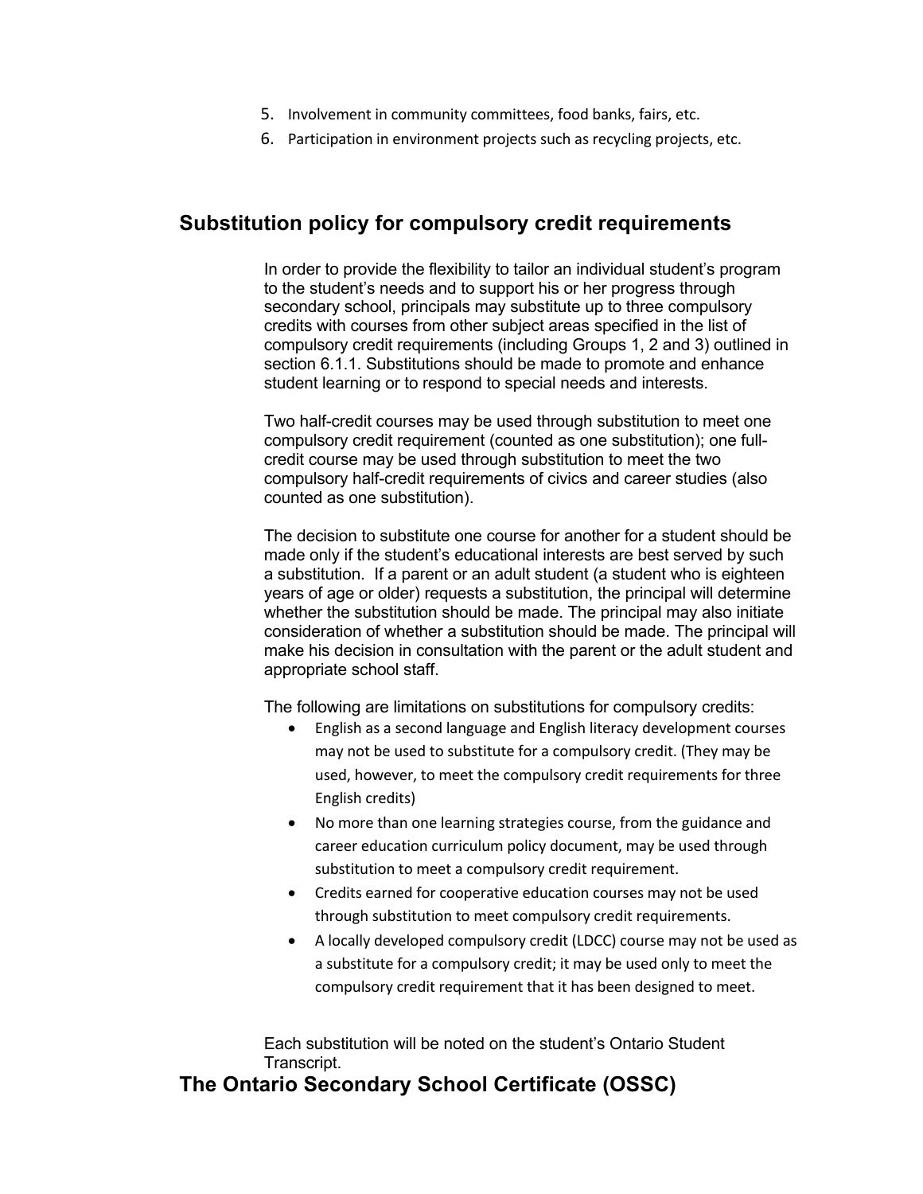5. Involvement in community committees, food banks, fairs, etc.
6. Participation in environment projects such as recycling projects, etc.

## Substitution policy for compulsory credit requirements

In order to provide the flexibility to tailor an individual student's program to the student's needs and to support his or her progress through secondary school, principals may substitute up to three compulsory credits with courses from other subject areas specified in the list of compulsory credit requirements (including Groups 1, 2 and 3) outlined in section 6.1.1. Substitutions should be made to promote and enhance student learning or to respond to special needs and interests.

Two half-credit courses may be used through substitution to meet one compulsory credit requirement (counted as one substitution); one full-credit course may be used through substitution to meet the two compulsory half-credit requirements of civics and career studies (also counted as one substitution).

The decision to substitute one course for another for a student should be made only if the student's educational interests are best served by such a substitution. If a parent or an adult student (a student who is eighteen years of age or older) requests a substitution, the principal will determine whether the substitution should be made. The principal may also initiate consideration of whether a substitution should be made. The principal will make his decision in consultation with the parent or the adult student and appropriate school staff.

The following are limitations on substitutions for compulsory credits:

- English as a second language and English literacy development courses may not be used to substitute for a compulsory credit. (They may be used, however, to meet the compulsory credit requirements for three English credits)
- No more than one learning strategies course, from the guidance and career education curriculum policy document, may be used through substitution to meet a compulsory credit requirement.
- Credits earned for cooperative education courses may not be used through substitution to meet compulsory credit requirements.
- A locally developed compulsory credit (LDCC) course may not be used as a substitute for a compulsory credit; it may be used only to meet the compulsory credit requirement that it has been designed to meet.

Each substitution will be noted on the student's Ontario Student Transcript.

## The Ontario Secondary School Certificate (OSSC)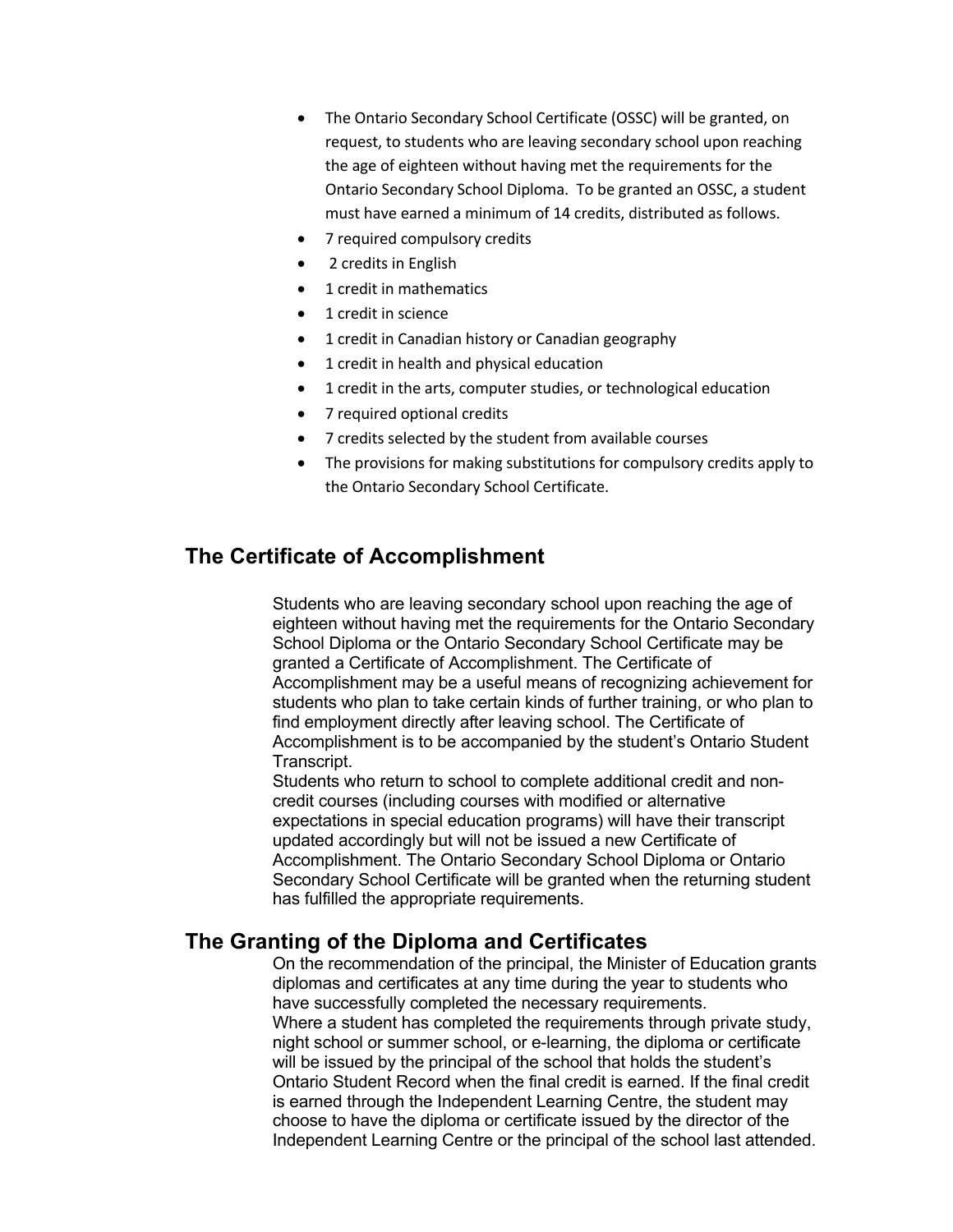- The Ontario Secondary School Certificate (OSSC) will be granted, on request, to students who are leaving secondary school upon reaching the age of eighteen without having met the requirements for the Ontario Secondary School Diploma. To be granted an OSSC, a student must have earned a minimum of 14 credits, distributed as follows.
- 7 required compulsory credits
- 2 credits in English
- 1 credit in mathematics
- 1 credit in science
- 1 credit in Canadian history or Canadian geography
- 1 credit in health and physical education
- 1 credit in the arts, computer studies, or technological education
- 7 required optional credits
- 7 credits selected by the student from available courses
- The provisions for making substitutions for compulsory credits apply to the Ontario Secondary School Certificate.

## The Certificate of Accomplishment

Students who are leaving secondary school upon reaching the age of eighteen without having met the requirements for the Ontario Secondary School Diploma or the Ontario Secondary School Certificate may be granted a Certificate of Accomplishment. The Certificate of Accomplishment may be a useful means of recognizing achievement for students who plan to take certain kinds of further training, or who plan to find employment directly after leaving school. The Certificate of Accomplishment is to be accompanied by the student's Ontario Student Transcript.

Students who return to school to complete additional credit and non-credit courses (including courses with modified or alternative expectations in special education programs) will have their transcript updated accordingly but will not be issued a new Certificate of Accomplishment. The Ontario Secondary School Diploma or Ontario Secondary School Certificate will be granted when the returning student has fulfilled the appropriate requirements.

## The Granting of the Diploma and Certificates

On the recommendation of the principal, the Minister of Education grants diplomas and certificates at any time during the year to students who have successfully completed the necessary requirements.

Where a student has completed the requirements through private study, night school or summer school, or e-learning, the diploma or certificate will be issued by the principal of the school that holds the student's Ontario Student Record when the final credit is earned. If the final credit is earned through the Independent Learning Centre, the student may choose to have the diploma or certificate issued by the director of the Independent Learning Centre or the principal of the school last attended.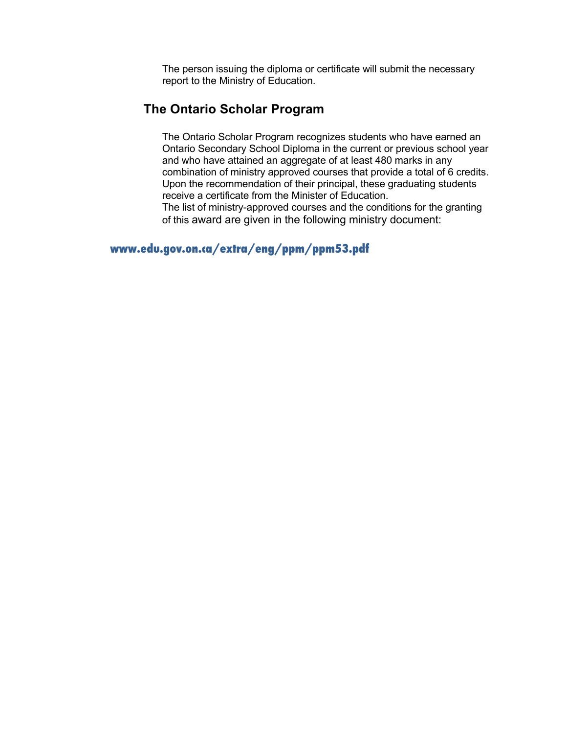The person issuing the diploma or certificate will submit the necessary report to the Ministry of Education.

## The Ontario Scholar Program

The Ontario Scholar Program recognizes students who have earned an Ontario Secondary School Diploma in the current or previous school year and who have attained an aggregate of at least 480 marks in any combination of ministry approved courses that provide a total of 6 credits. Upon the recommendation of their principal, these graduating students receive a certificate from the Minister of Education.
The list of ministry-approved courses and the conditions for the granting of this award are given in the following ministry document:

**www.edu.gov.on.ca/extra/eng/ppm/ppm53.pdf**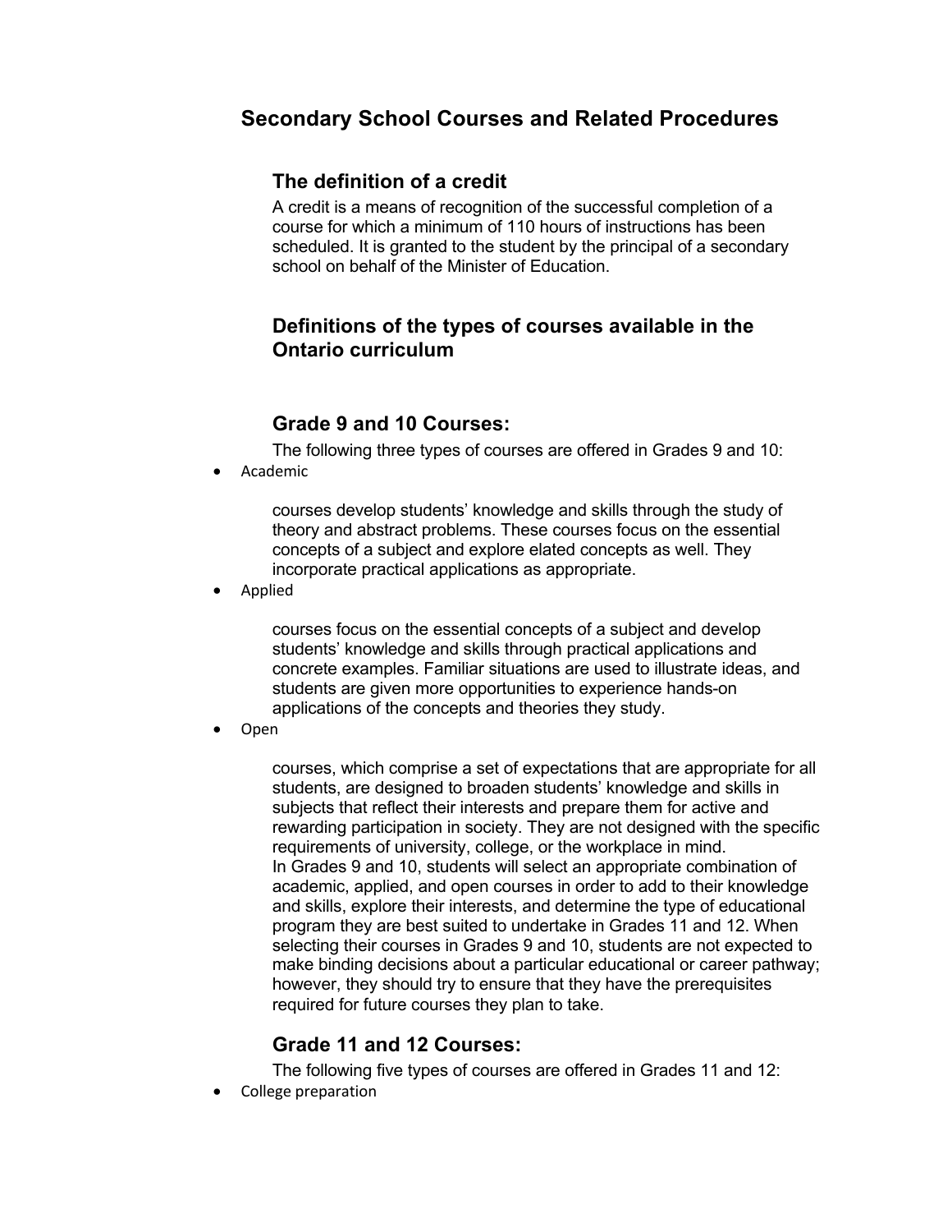# Secondary School Courses and Related Procedures

## The definition of a credit

A credit is a means of recognition of the successful completion of a course for which a minimum of 110 hours of instructions has been scheduled. It is granted to the student by the principal of a secondary school on behalf of the Minister of Education.

## Definitions of the types of courses available in the Ontario curriculum

## Grade 9 and 10 Courses:

The following three types of courses are offered in Grades 9 and 10:

- Academic

  courses develop students' knowledge and skills through the study of theory and abstract problems. These courses focus on the essential concepts of a subject and explore elated concepts as well. They incorporate practical applications as appropriate.

- Applied

  courses focus on the essential concepts of a subject and develop students' knowledge and skills through practical applications and concrete examples. Familiar situations are used to illustrate ideas, and students are given more opportunities to experience hands-on applications of the concepts and theories they study.

- Open

  courses, which comprise a set of expectations that are appropriate for all students, are designed to broaden students' knowledge and skills in subjects that reflect their interests and prepare them for active and rewarding participation in society. They are not designed with the specific requirements of university, college, or the workplace in mind.
  In Grades 9 and 10, students will select an appropriate combination of academic, applied, and open courses in order to add to their knowledge and skills, explore their interests, and determine the type of educational program they are best suited to undertake in Grades 11 and 12. When selecting their courses in Grades 9 and 10, students are not expected to make binding decisions about a particular educational or career pathway; however, they should try to ensure that they have the prerequisites required for future courses they plan to take.

## Grade 11 and 12 Courses:

The following five types of courses are offered in Grades 11 and 12:

- College preparation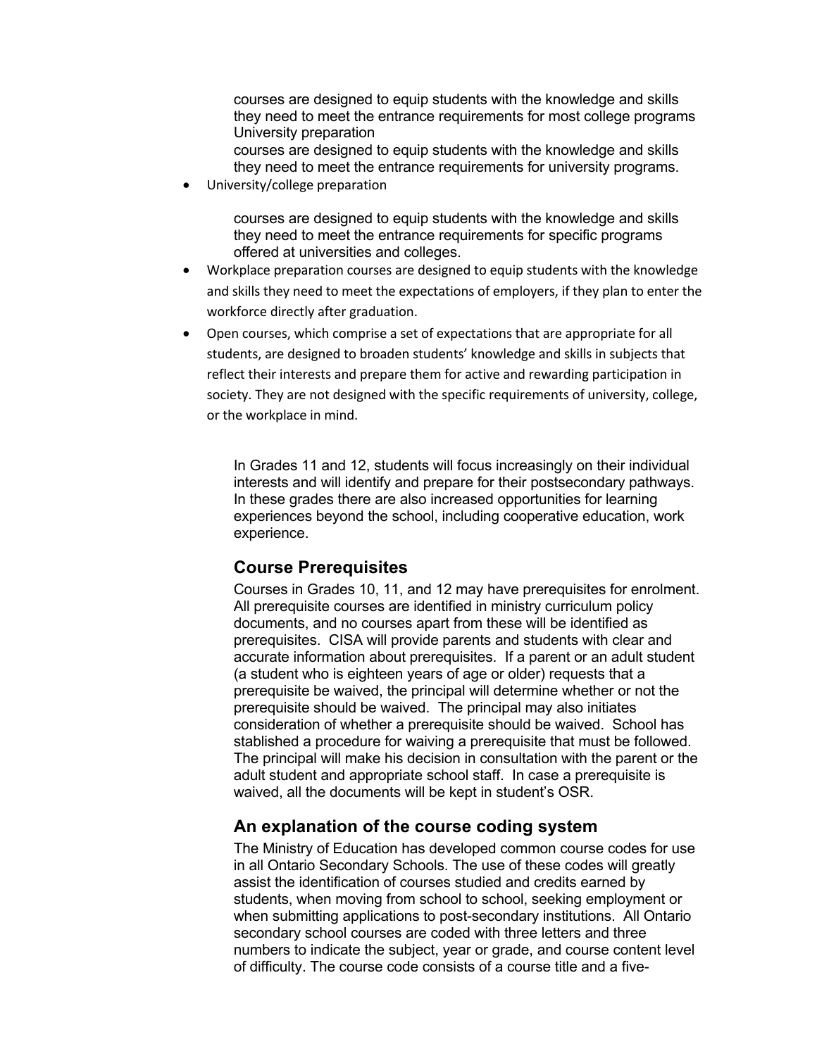courses are designed to equip students with the knowledge and skills they need to meet the entrance requirements for most college programs
University preparation
courses are designed to equip students with the knowledge and skills they need to meet the entrance requirements for university programs.

- University/college preparation

  courses are designed to equip students with the knowledge and skills they need to meet the entrance requirements for specific programs offered at universities and colleges.
- Workplace preparation courses are designed to equip students with the knowledge and skills they need to meet the expectations of employers, if they plan to enter the workforce directly after graduation.
- Open courses, which comprise a set of expectations that are appropriate for all students, are designed to broaden students' knowledge and skills in subjects that reflect their interests and prepare them for active and rewarding participation in society. They are not designed with the specific requirements of university, college, or the workplace in mind.

In Grades 11 and 12, students will focus increasingly on their individual interests and will identify and prepare for their postsecondary pathways. In these grades there are also increased opportunities for learning experiences beyond the school, including cooperative education, work experience.

## Course Prerequisites

Courses in Grades 10, 11, and 12 may have prerequisites for enrolment. All prerequisite courses are identified in ministry curriculum policy documents, and no courses apart from these will be identified as prerequisites. CISA will provide parents and students with clear and accurate information about prerequisites. If a parent or an adult student (a student who is eighteen years of age or older) requests that a prerequisite be waived, the principal will determine whether or not the prerequisite should be waived. The principal may also initiates consideration of whether a prerequisite should be waived. School has stablished a procedure for waiving a prerequisite that must be followed. The principal will make his decision in consultation with the parent or the adult student and appropriate school staff. In case a prerequisite is waived, all the documents will be kept in student's OSR.

## An explanation of the course coding system

The Ministry of Education has developed common course codes for use in all Ontario Secondary Schools. The use of these codes will greatly assist the identification of courses studied and credits earned by students, when moving from school to school, seeking employment or when submitting applications to post-secondary institutions. All Ontario secondary school courses are coded with three letters and three numbers to indicate the subject, year or grade, and course content level of difficulty. The course code consists of a course title and a five-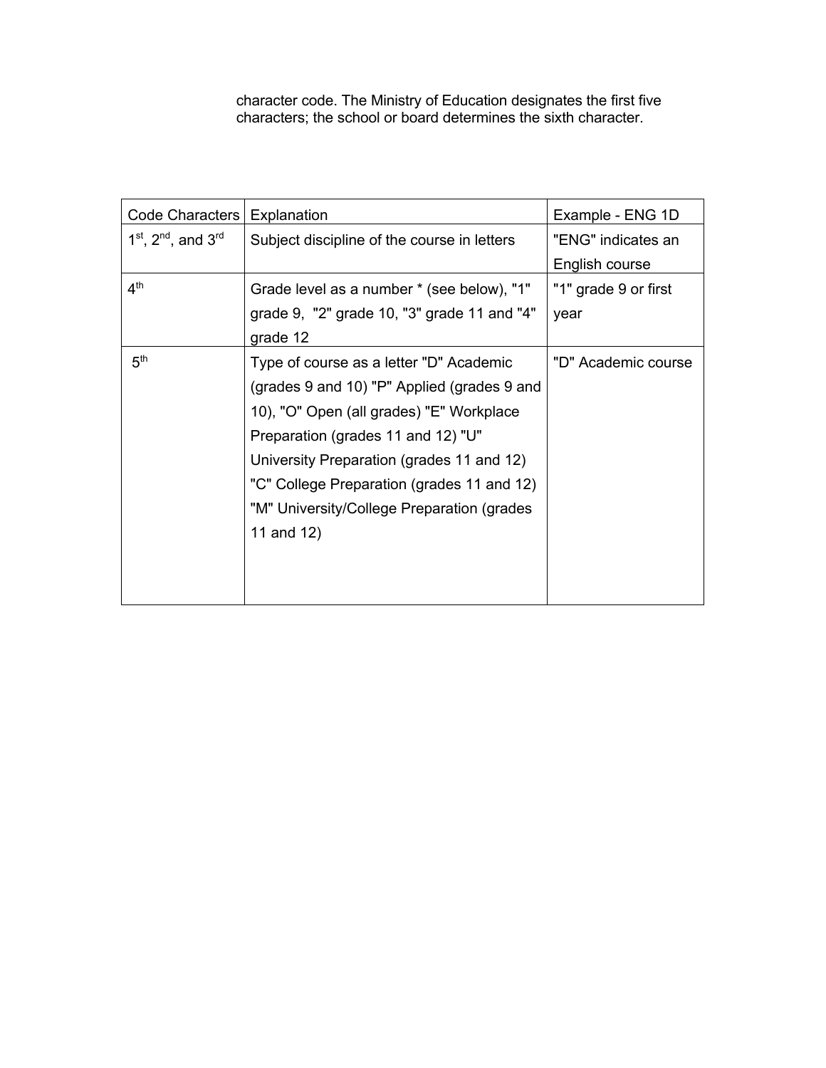character code. The Ministry of Education designates the first five characters; the school or board determines the sixth character.

| Code Characters | Explanation | Example - ENG 1D |
|---|---|---|
| 1st, 2nd, and 3rd | Subject discipline of the course in letters | "ENG" indicates an English course |
| 4th | Grade level as a number * (see below), "1" grade 9, "2" grade 10, "3" grade 11 and "4" grade 12 | "1" grade 9 or first year |
| 5th | Type of course as a letter "D" Academic (grades 9 and 10) "P" Applied (grades 9 and 10), "O" Open (all grades) "E" Workplace Preparation (grades 11 and 12) "U" University Preparation (grades 11 and 12) "C" College Preparation (grades 11 and 12) "M" University/College Preparation (grades 11 and 12) | "D" Academic course |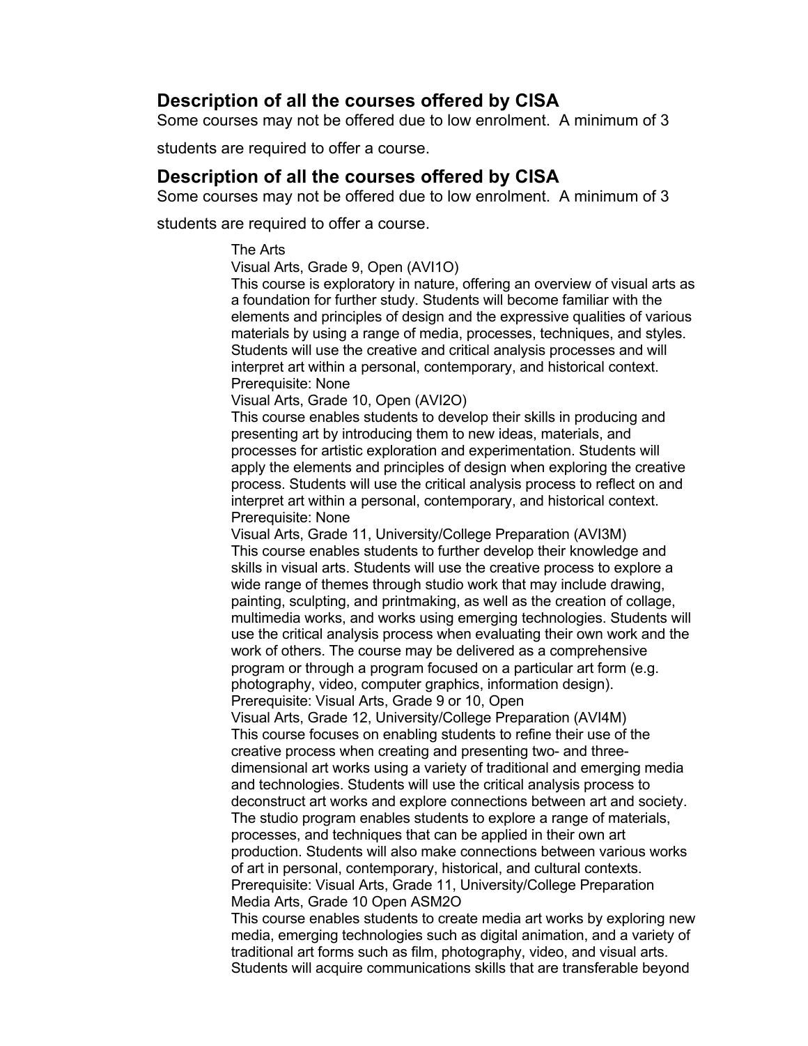## Description of all the courses offered by CISA

Some courses may not be offered due to low enrolment. A minimum of 3 students are required to offer a course.

## Description of all the courses offered by CISA

Some courses may not be offered due to low enrolment. A minimum of 3 students are required to offer a course.

### The Arts

**Visual Arts, Grade 9, Open (AVI1O)**

This course is exploratory in nature, offering an overview of visual arts as a foundation for further study. Students will become familiar with the elements and principles of design and the expressive qualities of various materials by using a range of media, processes, techniques, and styles. Students will use the creative and critical analysis processes and will interpret art within a personal, contemporary, and historical context.

Prerequisite: None

**Visual Arts, Grade 10, Open (AVI2O)**

This course enables students to develop their skills in producing and presenting art by introducing them to new ideas, materials, and processes for artistic exploration and experimentation. Students will apply the elements and principles of design when exploring the creative process. Students will use the critical analysis process to reflect on and interpret art within a personal, contemporary, and historical context.

Prerequisite: None

**Visual Arts, Grade 11, University/College Preparation (AVI3M)**

This course enables students to further develop their knowledge and skills in visual arts. Students will use the creative process to explore a wide range of themes through studio work that may include drawing, painting, sculpting, and printmaking, as well as the creation of collage, multimedia works, and works using emerging technologies. Students will use the critical analysis process when evaluating their own work and the work of others. The course may be delivered as a comprehensive program or through a program focused on a particular art form (e.g. photography, video, computer graphics, information design).

Prerequisite: Visual Arts, Grade 9 or 10, Open

**Visual Arts, Grade 12, University/College Preparation (AVI4M)**

This course focuses on enabling students to refine their use of the creative process when creating and presenting two- and three-dimensional art works using a variety of traditional and emerging media and technologies. Students will use the critical analysis process to deconstruct art works and explore connections between art and society. The studio program enables students to explore a range of materials, processes, and techniques that can be applied in their own art production. Students will also make connections between various works of art in personal, contemporary, historical, and cultural contexts.

Prerequisite: Visual Arts, Grade 11, University/College Preparation

**Media Arts, Grade 10 Open ASM2O**

This course enables students to create media art works by exploring new media, emerging technologies such as digital animation, and a variety of traditional art forms such as film, photography, video, and visual arts. Students will acquire communications skills that are transferable beyond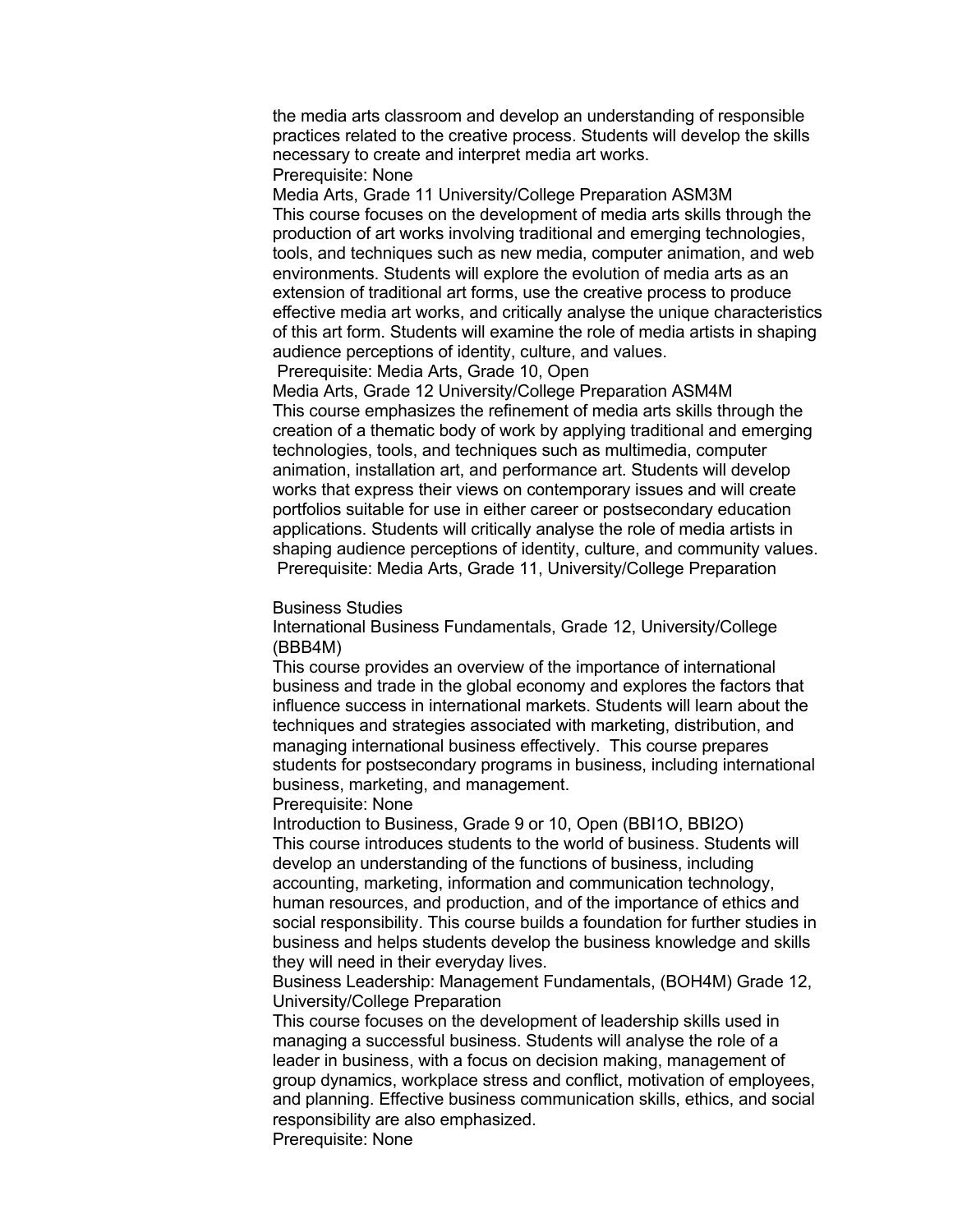the media arts classroom and develop an understanding of responsible practices related to the creative process. Students will develop the skills necessary to create and interpret media art works.

Prerequisite: None

Media Arts, Grade 11 University/College Preparation ASM3M

This course focuses on the development of media arts skills through the production of art works involving traditional and emerging technologies, tools, and techniques such as new media, computer animation, and web environments. Students will explore the evolution of media arts as an extension of traditional art forms, use the creative process to produce effective media art works, and critically analyse the unique characteristics of this art form. Students will examine the role of media artists in shaping audience perceptions of identity, culture, and values.

Prerequisite: Media Arts, Grade 10, Open

Media Arts, Grade 12 University/College Preparation ASM4M

This course emphasizes the refinement of media arts skills through the creation of a thematic body of work by applying traditional and emerging technologies, tools, and techniques such as multimedia, computer animation, installation art, and performance art. Students will develop works that express their views on contemporary issues and will create portfolios suitable for use in either career or postsecondary education applications. Students will critically analyse the role of media artists in shaping audience perceptions of identity, culture, and community values.

Prerequisite: Media Arts, Grade 11, University/College Preparation

## Business Studies

International Business Fundamentals, Grade 12, University/College (BBB4M)

This course provides an overview of the importance of international business and trade in the global economy and explores the factors that influence success in international markets. Students will learn about the techniques and strategies associated with marketing, distribution, and managing international business effectively. This course prepares students for postsecondary programs in business, including international business, marketing, and management.

Prerequisite: None

Introduction to Business, Grade 9 or 10, Open (BBI1O, BBI2O)

This course introduces students to the world of business. Students will develop an understanding of the functions of business, including accounting, marketing, information and communication technology, human resources, and production, and of the importance of ethics and social responsibility. This course builds a foundation for further studies in business and helps students develop the business knowledge and skills they will need in their everyday lives.

Business Leadership: Management Fundamentals, (BOH4M) Grade 12, University/College Preparation

This course focuses on the development of leadership skills used in managing a successful business. Students will analyse the role of a leader in business, with a focus on decision making, management of group dynamics, workplace stress and conflict, motivation of employees, and planning. Effective business communication skills, ethics, and social responsibility are also emphasized.

Prerequisite: None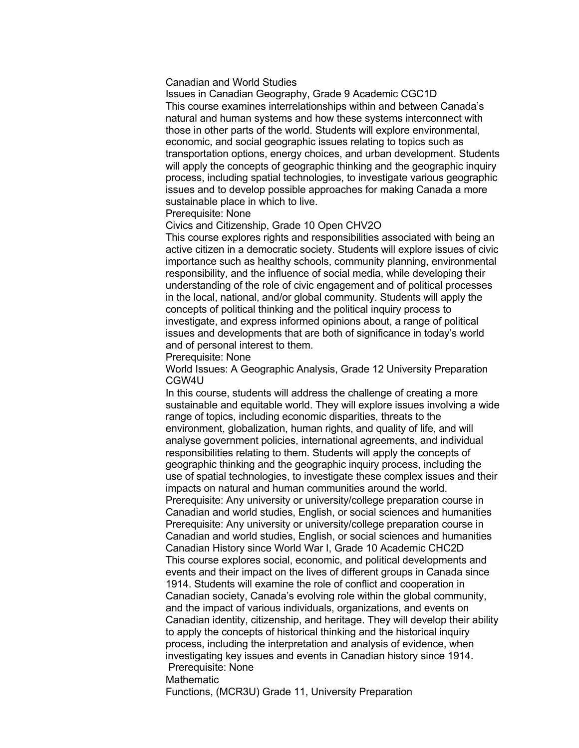## Canadian and World Studies

### Issues in Canadian Geography, Grade 9 Academic CGC1D

This course examines interrelationships within and between Canada's natural and human systems and how these systems interconnect with those in other parts of the world. Students will explore environmental, economic, and social geographic issues relating to topics such as transportation options, energy choices, and urban development. Students will apply the concepts of geographic thinking and the geographic inquiry process, including spatial technologies, to investigate various geographic issues and to develop possible approaches for making Canada a more sustainable place in which to live.

Prerequisite: None

### Civics and Citizenship, Grade 10 Open CHV2O

This course explores rights and responsibilities associated with being an active citizen in a democratic society. Students will explore issues of civic importance such as healthy schools, community planning, environmental responsibility, and the influence of social media, while developing their understanding of the role of civic engagement and of political processes in the local, national, and/or global community. Students will apply the concepts of political thinking and the political inquiry process to investigate, and express informed opinions about, a range of political issues and developments that are both of significance in today's world and of personal interest to them.

Prerequisite: None

### World Issues: A Geographic Analysis, Grade 12 University Preparation CGW4U

In this course, students will address the challenge of creating a more sustainable and equitable world. They will explore issues involving a wide range of topics, including economic disparities, threats to the environment, globalization, human rights, and quality of life, and will analyse government policies, international agreements, and individual responsibilities relating to them. Students will apply the concepts of geographic thinking and the geographic inquiry process, including the use of spatial technologies, to investigate these complex issues and their impacts on natural and human communities around the world.

Prerequisite: Any university or university/college preparation course in Canadian and world studies, English, or social sciences and humanities

Prerequisite: Any university or university/college preparation course in Canadian and world studies, English, or social sciences and humanities

### Canadian History since World War I, Grade 10 Academic CHC2D

This course explores social, economic, and political developments and events and their impact on the lives of different groups in Canada since 1914. Students will examine the role of conflict and cooperation in Canadian society, Canada's evolving role within the global community, and the impact of various individuals, organizations, and events on Canadian identity, citizenship, and heritage. They will develop their ability to apply the concepts of historical thinking and the historical inquiry process, including the interpretation and analysis of evidence, when investigating key issues and events in Canadian history since 1914.

Prerequisite: None

## Mathematic

### Functions, (MCR3U) Grade 11, University Preparation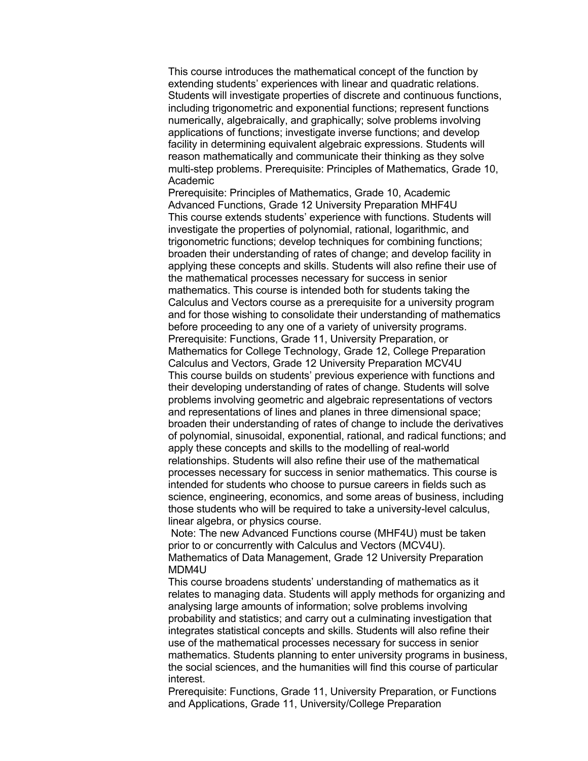This course introduces the mathematical concept of the function by extending students' experiences with linear and quadratic relations. Students will investigate properties of discrete and continuous functions, including trigonometric and exponential functions; represent functions numerically, algebraically, and graphically; solve problems involving applications of functions; investigate inverse functions; and develop facility in determining equivalent algebraic expressions. Students will reason mathematically and communicate their thinking as they solve multi-step problems. Prerequisite: Principles of Mathematics, Grade 10, Academic

Prerequisite: Principles of Mathematics, Grade 10, Academic

Advanced Functions, Grade 12 University Preparation MHF4U

This course extends students' experience with functions. Students will investigate the properties of polynomial, rational, logarithmic, and trigonometric functions; develop techniques for combining functions; broaden their understanding of rates of change; and develop facility in applying these concepts and skills. Students will also refine their use of the mathematical processes necessary for success in senior mathematics. This course is intended both for students taking the Calculus and Vectors course as a prerequisite for a university program and for those wishing to consolidate their understanding of mathematics before proceeding to any one of a variety of university programs.

Prerequisite: Functions, Grade 11, University Preparation, or Mathematics for College Technology, Grade 12, College Preparation

Calculus and Vectors, Grade 12 University Preparation MCV4U

This course builds on students' previous experience with functions and their developing understanding of rates of change. Students will solve problems involving geometric and algebraic representations of vectors and representations of lines and planes in three dimensional space; broaden their understanding of rates of change to include the derivatives of polynomial, sinusoidal, exponential, rational, and radical functions; and apply these concepts and skills to the modelling of real-world relationships. Students will also refine their use of the mathematical processes necessary for success in senior mathematics. This course is intended for students who choose to pursue careers in fields such as science, engineering, economics, and some areas of business, including those students who will be required to take a university-level calculus, linear algebra, or physics course.

Note: The new Advanced Functions course (MHF4U) must be taken prior to or concurrently with Calculus and Vectors (MCV4U).

Mathematics of Data Management, Grade 12 University Preparation MDM4U

This course broadens students' understanding of mathematics as it relates to managing data. Students will apply methods for organizing and analysing large amounts of information; solve problems involving probability and statistics; and carry out a culminating investigation that integrates statistical concepts and skills. Students will also refine their use of the mathematical processes necessary for success in senior mathematics. Students planning to enter university programs in business, the social sciences, and the humanities will find this course of particular interest.

Prerequisite: Functions, Grade 11, University Preparation, or Functions and Applications, Grade 11, University/College Preparation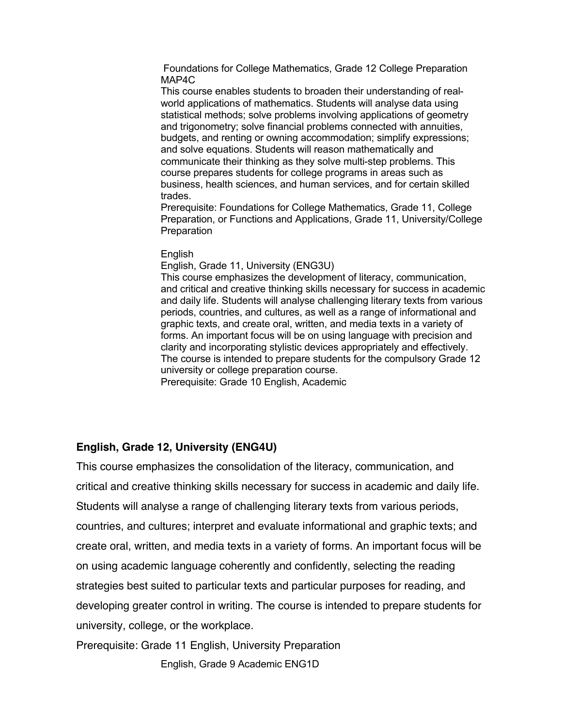Foundations for College Mathematics, Grade 12 College Preparation MAP4C

This course enables students to broaden their understanding of real-world applications of mathematics. Students will analyse data using statistical methods; solve problems involving applications of geometry and trigonometry; solve financial problems connected with annuities, budgets, and renting or owning accommodation; simplify expressions; and solve equations. Students will reason mathematically and communicate their thinking as they solve multi-step problems. This course prepares students for college programs in areas such as business, health sciences, and human services, and for certain skilled trades.

Prerequisite: Foundations for College Mathematics, Grade 11, College Preparation, or Functions and Applications, Grade 11, University/College Preparation

English

English, Grade 11, University (ENG3U)

This course emphasizes the development of literacy, communication, and critical and creative thinking skills necessary for success in academic and daily life. Students will analyse challenging literary texts from various periods, countries, and cultures, as well as a range of informational and graphic texts, and create oral, written, and media texts in a variety of forms. An important focus will be on using language with precision and clarity and incorporating stylistic devices appropriately and effectively. The course is intended to prepare students for the compulsory Grade 12 university or college preparation course.

Prerequisite: Grade 10 English, Academic

**English, Grade 12, University (ENG4U)**

This course emphasizes the consolidation of the literacy, communication, and critical and creative thinking skills necessary for success in academic and daily life. Students will analyse a range of challenging literary texts from various periods, countries, and cultures; interpret and evaluate informational and graphic texts; and create oral, written, and media texts in a variety of forms. An important focus will be on using academic language coherently and confidently, selecting the reading strategies best suited to particular texts and particular purposes for reading, and developing greater control in writing. The course is intended to prepare students for university, college, or the workplace.

Prerequisite: Grade 11 English, University Preparation

English, Grade 9 Academic ENG1D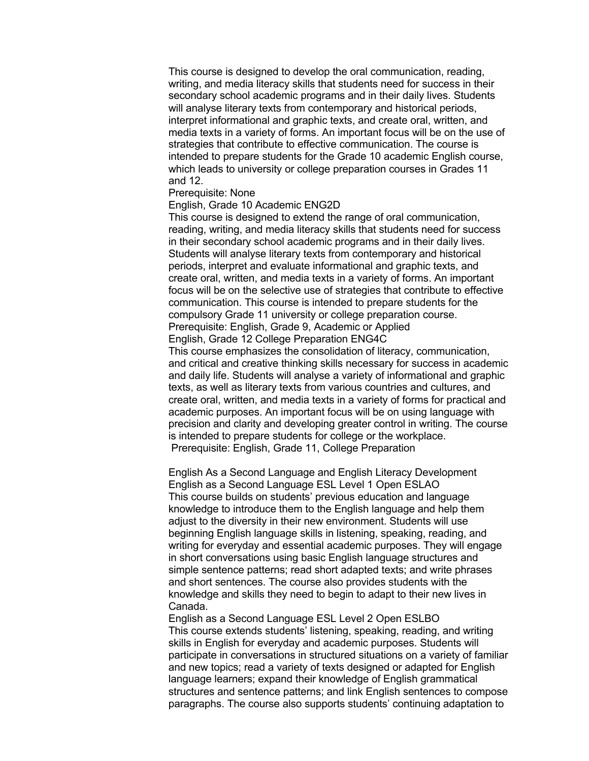This course is designed to develop the oral communication, reading, writing, and media literacy skills that students need for success in their secondary school academic programs and in their daily lives. Students will analyse literary texts from contemporary and historical periods, interpret informational and graphic texts, and create oral, written, and media texts in a variety of forms. An important focus will be on the use of strategies that contribute to effective communication. The course is intended to prepare students for the Grade 10 academic English course, which leads to university or college preparation courses in Grades 11 and 12.

Prerequisite: None

English, Grade 10 Academic ENG2D

This course is designed to extend the range of oral communication, reading, writing, and media literacy skills that students need for success in their secondary school academic programs and in their daily lives. Students will analyse literary texts from contemporary and historical periods, interpret and evaluate informational and graphic texts, and create oral, written, and media texts in a variety of forms. An important focus will be on the selective use of strategies that contribute to effective communication. This course is intended to prepare students for the compulsory Grade 11 university or college preparation course.

Prerequisite: English, Grade 9, Academic or Applied

English, Grade 12 College Preparation ENG4C

This course emphasizes the consolidation of literacy, communication, and critical and creative thinking skills necessary for success in academic and daily life. Students will analyse a variety of informational and graphic texts, as well as literary texts from various countries and cultures, and create oral, written, and media texts in a variety of forms for practical and academic purposes. An important focus will be on using language with precision and clarity and developing greater control in writing. The course is intended to prepare students for college or the workplace.

Prerequisite: English, Grade 11, College Preparation

English As a Second Language and English Literacy Development

English as a Second Language ESL Level 1 Open ESLAO

This course builds on students' previous education and language knowledge to introduce them to the English language and help them adjust to the diversity in their new environment. Students will use beginning English language skills in listening, speaking, reading, and writing for everyday and essential academic purposes. They will engage in short conversations using basic English language structures and simple sentence patterns; read short adapted texts; and write phrases and short sentences. The course also provides students with the knowledge and skills they need to begin to adapt to their new lives in Canada.

English as a Second Language ESL Level 2 Open ESLBO

This course extends students' listening, speaking, reading, and writing skills in English for everyday and academic purposes. Students will participate in conversations in structured situations on a variety of familiar and new topics; read a variety of texts designed or adapted for English language learners; expand their knowledge of English grammatical structures and sentence patterns; and link English sentences to compose paragraphs. The course also supports students' continuing adaptation to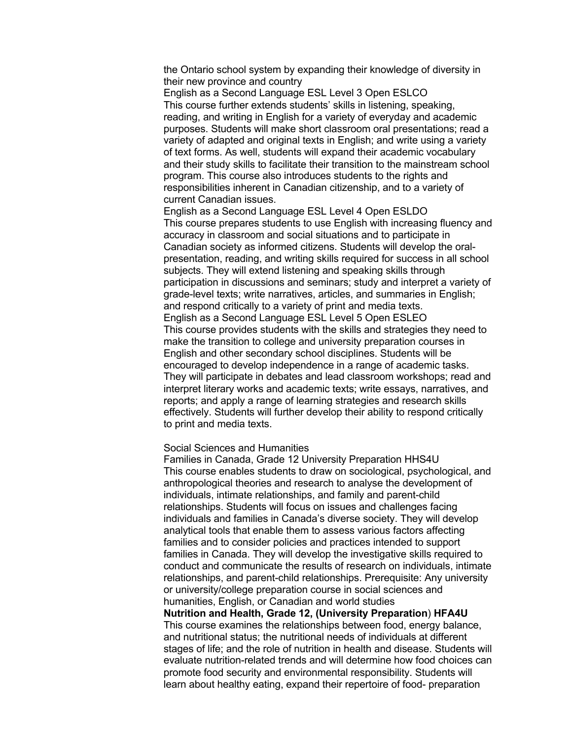the Ontario school system by expanding their knowledge of diversity in their new province and country

English as a Second Language ESL Level 3 Open ESLCO

This course further extends students' skills in listening, speaking, reading, and writing in English for a variety of everyday and academic purposes. Students will make short classroom oral presentations; read a variety of adapted and original texts in English; and write using a variety of text forms. As well, students will expand their academic vocabulary and their study skills to facilitate their transition to the mainstream school program. This course also introduces students to the rights and responsibilities inherent in Canadian citizenship, and to a variety of current Canadian issues.

English as a Second Language ESL Level 4 Open ESLDO

This course prepares students to use English with increasing fluency and accuracy in classroom and social situations and to participate in Canadian society as informed citizens. Students will develop the oral-presentation, reading, and writing skills required for success in all school subjects. They will extend listening and speaking skills through participation in discussions and seminars; study and interpret a variety of grade-level texts; write narratives, articles, and summaries in English; and respond critically to a variety of print and media texts.

English as a Second Language ESL Level 5 Open ESLEO

This course provides students with the skills and strategies they need to make the transition to college and university preparation courses in English and other secondary school disciplines. Students will be encouraged to develop independence in a range of academic tasks. They will participate in debates and lead classroom workshops; read and interpret literary works and academic texts; write essays, narratives, and reports; and apply a range of learning strategies and research skills effectively. Students will further develop their ability to respond critically to print and media texts.

Social Sciences and Humanities

Families in Canada, Grade 12 University Preparation HHS4U

This course enables students to draw on sociological, psychological, and anthropological theories and research to analyse the development of individuals, intimate relationships, and family and parent-child relationships. Students will focus on issues and challenges facing individuals and families in Canada's diverse society. They will develop analytical tools that enable them to assess various factors affecting families and to consider policies and practices intended to support families in Canada. They will develop the investigative skills required to conduct and communicate the results of research on individuals, intimate relationships, and parent-child relationships. Prerequisite: Any university or university/college preparation course in social sciences and humanities, English, or Canadian and world studies

**Nutrition and Health, Grade 12, (University Preparation**) **HFA4U**

This course examines the relationships between food, energy balance, and nutritional status; the nutritional needs of individuals at different stages of life; and the role of nutrition in health and disease. Students will evaluate nutrition-related trends and will determine how food choices can promote food security and environmental responsibility. Students will learn about healthy eating, expand their repertoire of food- preparation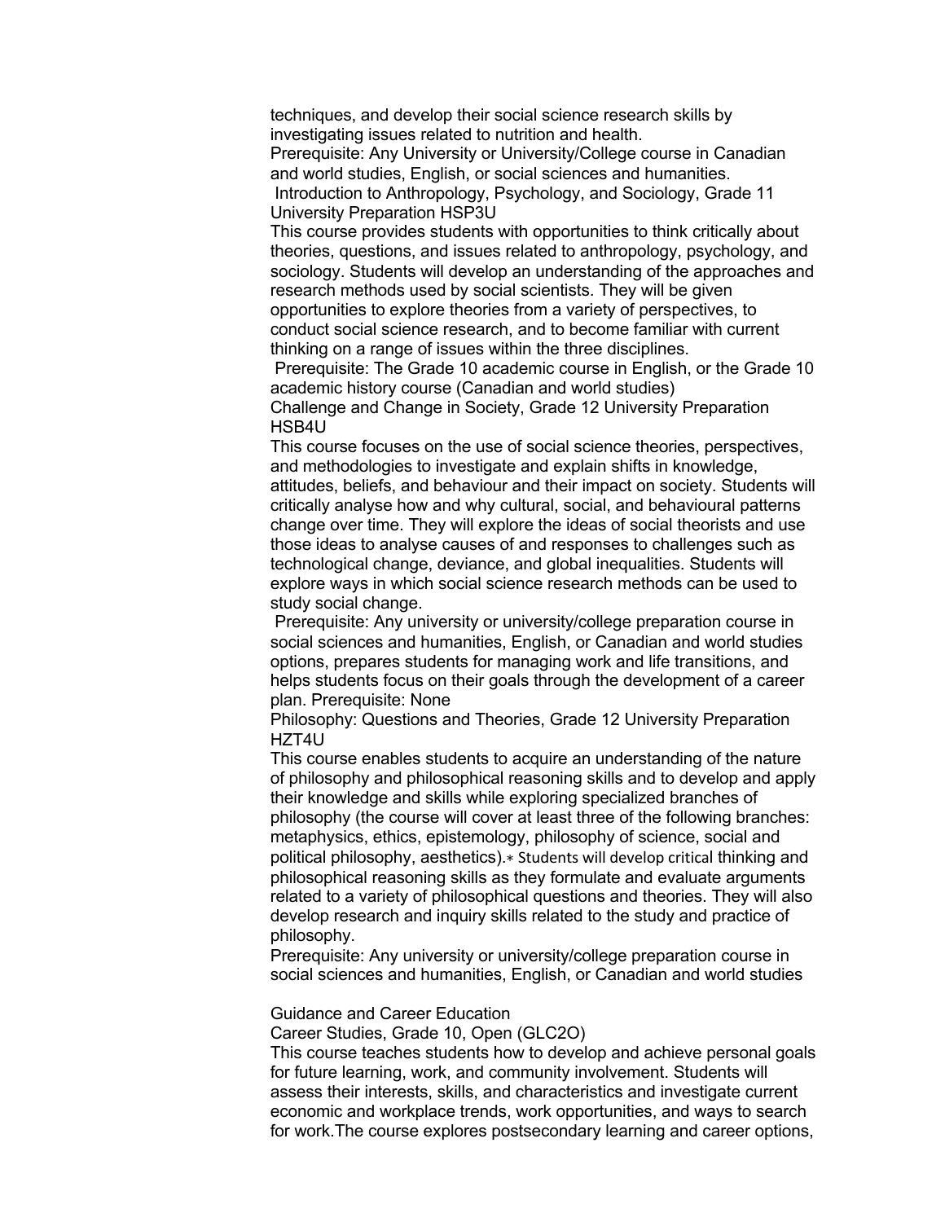techniques, and develop their social science research skills by investigating issues related to nutrition and health.

Prerequisite: Any University or University/College course in Canadian and world studies, English, or social sciences and humanities.

Introduction to Anthropology, Psychology, and Sociology, Grade 11 University Preparation HSP3U

This course provides students with opportunities to think critically about theories, questions, and issues related to anthropology, psychology, and sociology. Students will develop an understanding of the approaches and research methods used by social scientists. They will be given opportunities to explore theories from a variety of perspectives, to conduct social science research, and to become familiar with current thinking on a range of issues within the three disciplines.

Prerequisite: The Grade 10 academic course in English, or the Grade 10 academic history course (Canadian and world studies)

Challenge and Change in Society, Grade 12 University Preparation HSB4U

This course focuses on the use of social science theories, perspectives, and methodologies to investigate and explain shifts in knowledge, attitudes, beliefs, and behaviour and their impact on society. Students will critically analyse how and why cultural, social, and behavioural patterns change over time. They will explore the ideas of social theorists and use those ideas to analyse causes of and responses to challenges such as technological change, deviance, and global inequalities. Students will explore ways in which social science research methods can be used to study social change.

Prerequisite: Any university or university/college preparation course in social sciences and humanities, English, or Canadian and world studies options, prepares students for managing work and life transitions, and helps students focus on their goals through the development of a career plan. Prerequisite: None

Philosophy: Questions and Theories, Grade 12 University Preparation HZT4U

This course enables students to acquire an understanding of the nature of philosophy and philosophical reasoning skills and to develop and apply their knowledge and skills while exploring specialized branches of philosophy (the course will cover at least three of the following branches: metaphysics, ethics, epistemology, philosophy of science, social and political philosophy, aesthetics).∗ Students will develop critical thinking and philosophical reasoning skills as they formulate and evaluate arguments related to a variety of philosophical questions and theories. They will also develop research and inquiry skills related to the study and practice of philosophy.

Prerequisite: Any university or university/college preparation course in social sciences and humanities, English, or Canadian and world studies

Guidance and Career Education

Career Studies, Grade 10, Open (GLC2O)

This course teaches students how to develop and achieve personal goals for future learning, work, and community involvement. Students will assess their interests, skills, and characteristics and investigate current economic and workplace trends, work opportunities, and ways to search for work.The course explores postsecondary learning and career options,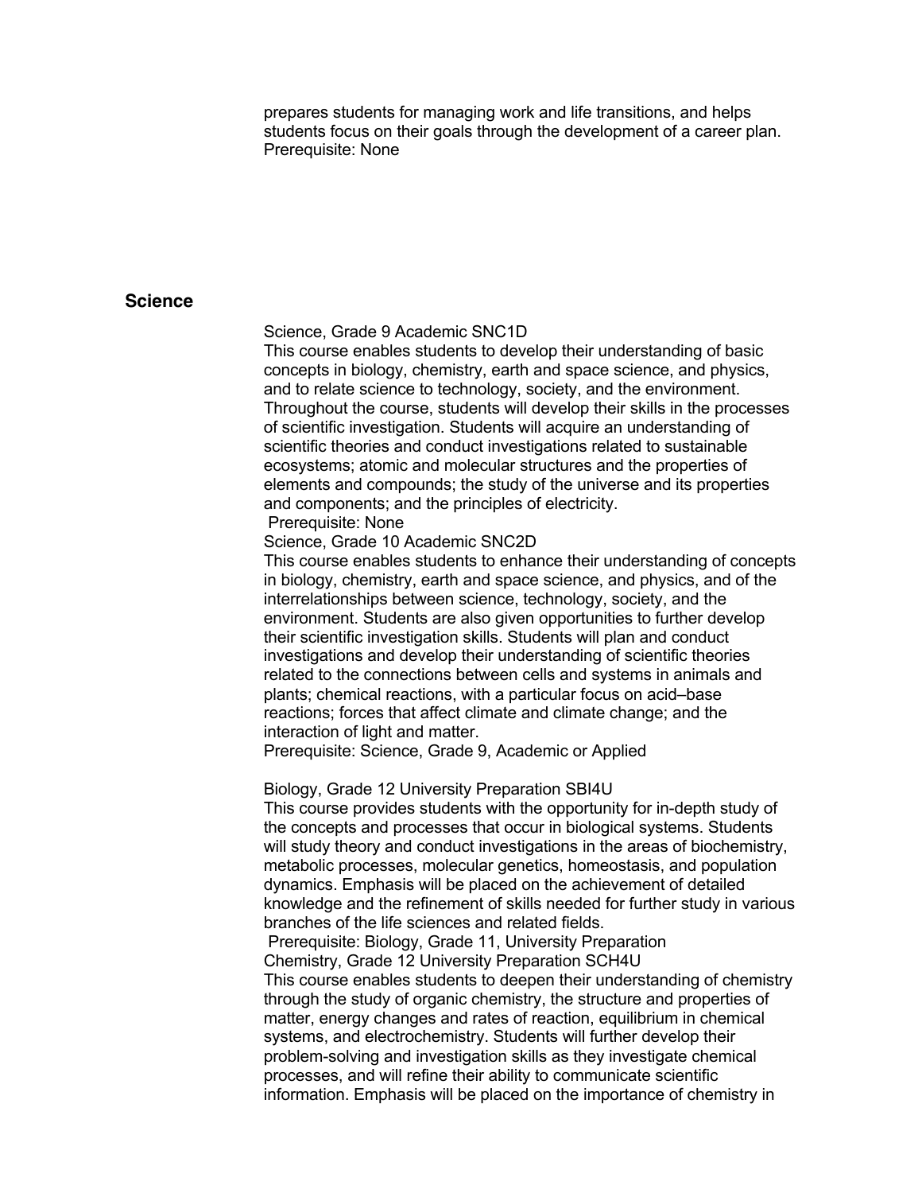prepares students for managing work and life transitions, and helps students focus on their goals through the development of a career plan.
Prerequisite: None

## Science

Science, Grade 9 Academic SNC1D
This course enables students to develop their understanding of basic concepts in biology, chemistry, earth and space science, and physics, and to relate science to technology, society, and the environment. Throughout the course, students will develop their skills in the processes of scientific investigation. Students will acquire an understanding of scientific theories and conduct investigations related to sustainable ecosystems; atomic and molecular structures and the properties of elements and compounds; the study of the universe and its properties and components; and the principles of electricity.
Prerequisite: None

Science, Grade 10 Academic SNC2D
This course enables students to enhance their understanding of concepts in biology, chemistry, earth and space science, and physics, and of the interrelationships between science, technology, society, and the environment. Students are also given opportunities to further develop their scientific investigation skills. Students will plan and conduct investigations and develop their understanding of scientific theories related to the connections between cells and systems in animals and plants; chemical reactions, with a particular focus on acid–base reactions; forces that affect climate and climate change; and the interaction of light and matter.
Prerequisite: Science, Grade 9, Academic or Applied

Biology, Grade 12 University Preparation SBI4U
This course provides students with the opportunity for in-depth study of the concepts and processes that occur in biological systems. Students will study theory and conduct investigations in the areas of biochemistry, metabolic processes, molecular genetics, homeostasis, and population dynamics. Emphasis will be placed on the achievement of detailed knowledge and the refinement of skills needed for further study in various branches of the life sciences and related fields.
Prerequisite: Biology, Grade 11, University Preparation

Chemistry, Grade 12 University Preparation SCH4U
This course enables students to deepen their understanding of chemistry through the study of organic chemistry, the structure and properties of matter, energy changes and rates of reaction, equilibrium in chemical systems, and electrochemistry. Students will further develop their problem-solving and investigation skills as they investigate chemical processes, and will refine their ability to communicate scientific information. Emphasis will be placed on the importance of chemistry in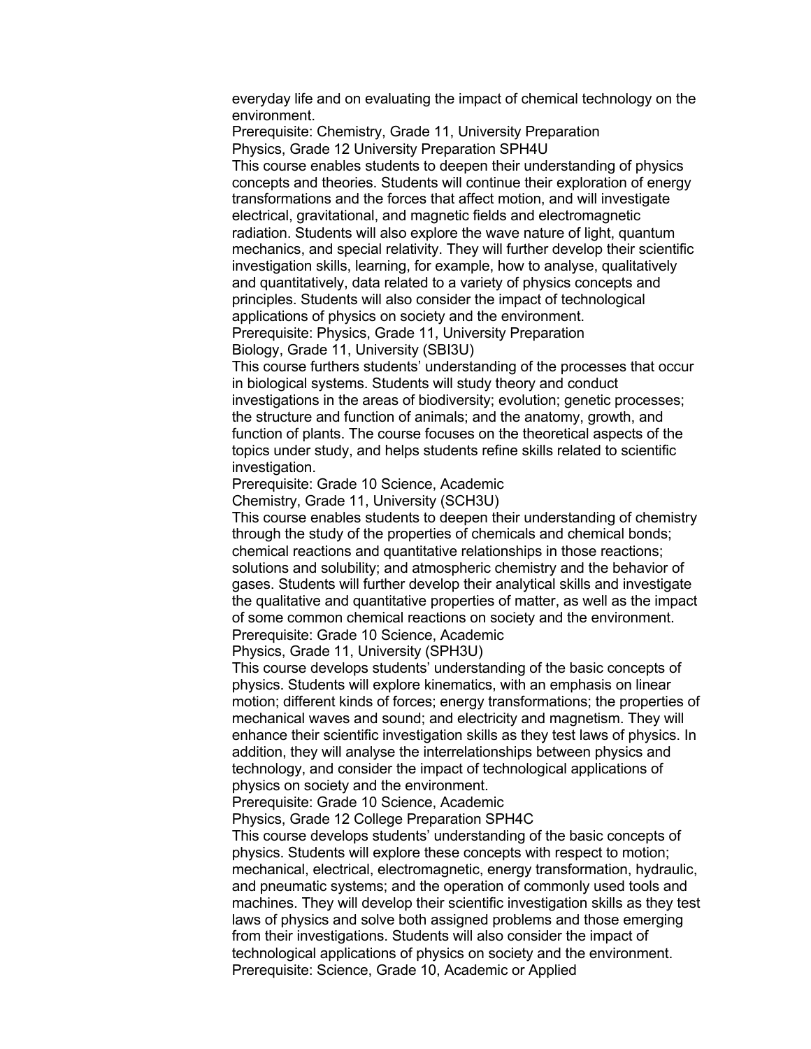everyday life and on evaluating the impact of chemical technology on the environment.

Prerequisite: Chemistry, Grade 11, University Preparation

Physics, Grade 12 University Preparation SPH4U

This course enables students to deepen their understanding of physics concepts and theories. Students will continue their exploration of energy transformations and the forces that affect motion, and will investigate electrical, gravitational, and magnetic fields and electromagnetic radiation. Students will also explore the wave nature of light, quantum mechanics, and special relativity. They will further develop their scientific investigation skills, learning, for example, how to analyse, qualitatively and quantitatively, data related to a variety of physics concepts and principles. Students will also consider the impact of technological applications of physics on society and the environment.

Prerequisite: Physics, Grade 11, University Preparation

Biology, Grade 11, University (SBI3U)

This course furthers students' understanding of the processes that occur in biological systems. Students will study theory and conduct investigations in the areas of biodiversity; evolution; genetic processes; the structure and function of animals; and the anatomy, growth, and function of plants. The course focuses on the theoretical aspects of the topics under study, and helps students refine skills related to scientific investigation.

Prerequisite: Grade 10 Science, Academic

Chemistry, Grade 11, University (SCH3U)

This course enables students to deepen their understanding of chemistry through the study of the properties of chemicals and chemical bonds; chemical reactions and quantitative relationships in those reactions; solutions and solubility; and atmospheric chemistry and the behavior of gases. Students will further develop their analytical skills and investigate the qualitative and quantitative properties of matter, as well as the impact of some common chemical reactions on society and the environment.

Prerequisite: Grade 10 Science, Academic

Physics, Grade 11, University (SPH3U)

This course develops students' understanding of the basic concepts of physics. Students will explore kinematics, with an emphasis on linear motion; different kinds of forces; energy transformations; the properties of mechanical waves and sound; and electricity and magnetism. They will enhance their scientific investigation skills as they test laws of physics. In addition, they will analyse the interrelationships between physics and technology, and consider the impact of technological applications of physics on society and the environment.

Prerequisite: Grade 10 Science, Academic

Physics, Grade 12 College Preparation SPH4C

This course develops students' understanding of the basic concepts of physics. Students will explore these concepts with respect to motion; mechanical, electrical, electromagnetic, energy transformation, hydraulic, and pneumatic systems; and the operation of commonly used tools and machines. They will develop their scientific investigation skills as they test laws of physics and solve both assigned problems and those emerging from their investigations. Students will also consider the impact of technological applications of physics on society and the environment.

Prerequisite: Science, Grade 10, Academic or Applied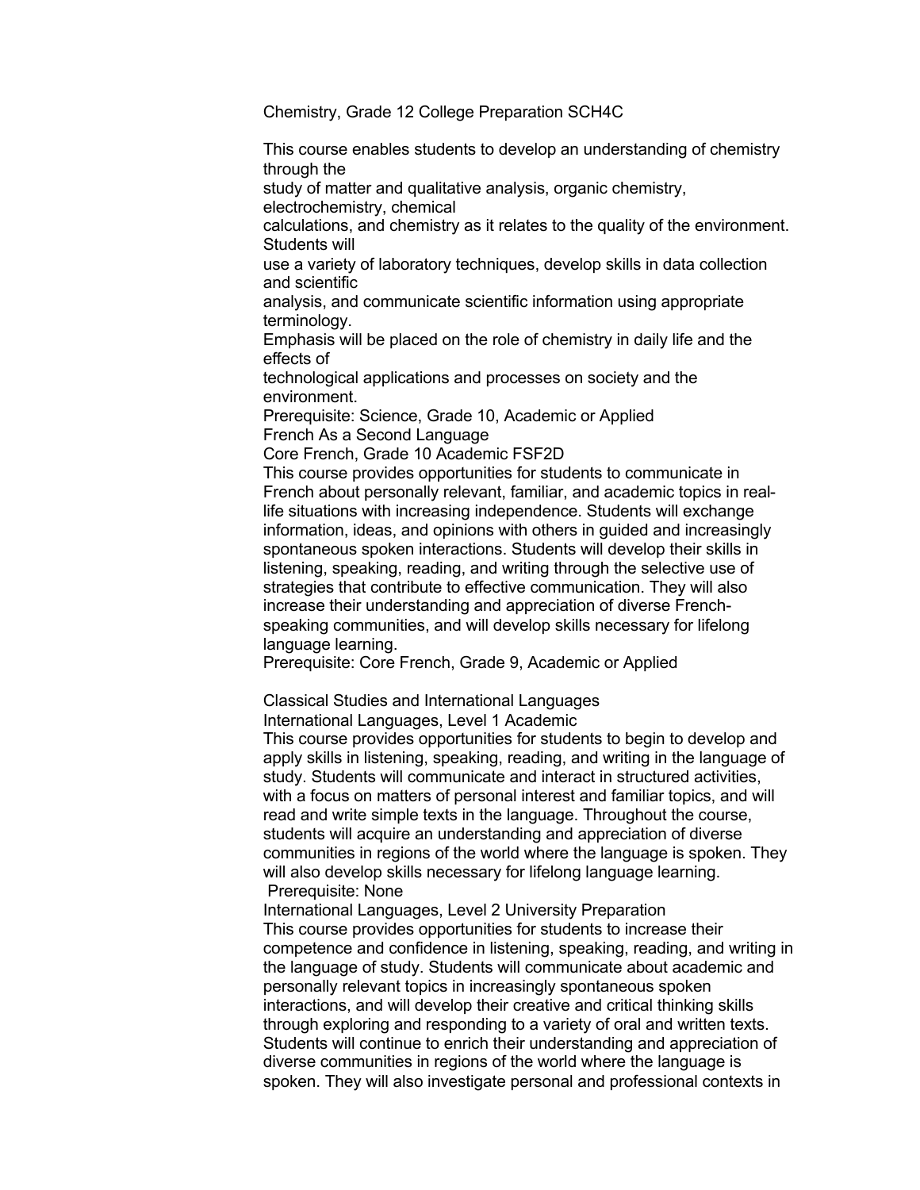Chemistry, Grade 12 College Preparation SCH4C

This course enables students to develop an understanding of chemistry through the study of matter and qualitative analysis, organic chemistry, electrochemistry, chemical calculations, and chemistry as it relates to the quality of the environment. Students will use a variety of laboratory techniques, develop skills in data collection and scientific analysis, and communicate scientific information using appropriate terminology. Emphasis will be placed on the role of chemistry in daily life and the effects of technological applications and processes on society and the environment.

Prerequisite: Science, Grade 10, Academic or Applied

French As a Second Language

Core French, Grade 10 Academic FSF2D

This course provides opportunities for students to communicate in French about personally relevant, familiar, and academic topics in real-life situations with increasing independence. Students will exchange information, ideas, and opinions with others in guided and increasingly spontaneous spoken interactions. Students will develop their skills in listening, speaking, reading, and writing through the selective use of strategies that contribute to effective communication. They will also increase their understanding and appreciation of diverse French-speaking communities, and will develop skills necessary for lifelong language learning.

Prerequisite: Core French, Grade 9, Academic or Applied

Classical Studies and International Languages

International Languages, Level 1 Academic

This course provides opportunities for students to begin to develop and apply skills in listening, speaking, reading, and writing in the language of study. Students will communicate and interact in structured activities, with a focus on matters of personal interest and familiar topics, and will read and write simple texts in the language. Throughout the course, students will acquire an understanding and appreciation of diverse communities in regions of the world where the language is spoken. They will also develop skills necessary for lifelong language learning.

Prerequisite: None

International Languages, Level 2 University Preparation

This course provides opportunities for students to increase their competence and confidence in listening, speaking, reading, and writing in the language of study. Students will communicate about academic and personally relevant topics in increasingly spontaneous spoken interactions, and will develop their creative and critical thinking skills through exploring and responding to a variety of oral and written texts. Students will continue to enrich their understanding and appreciation of diverse communities in regions of the world where the language is spoken. They will also investigate personal and professional contexts in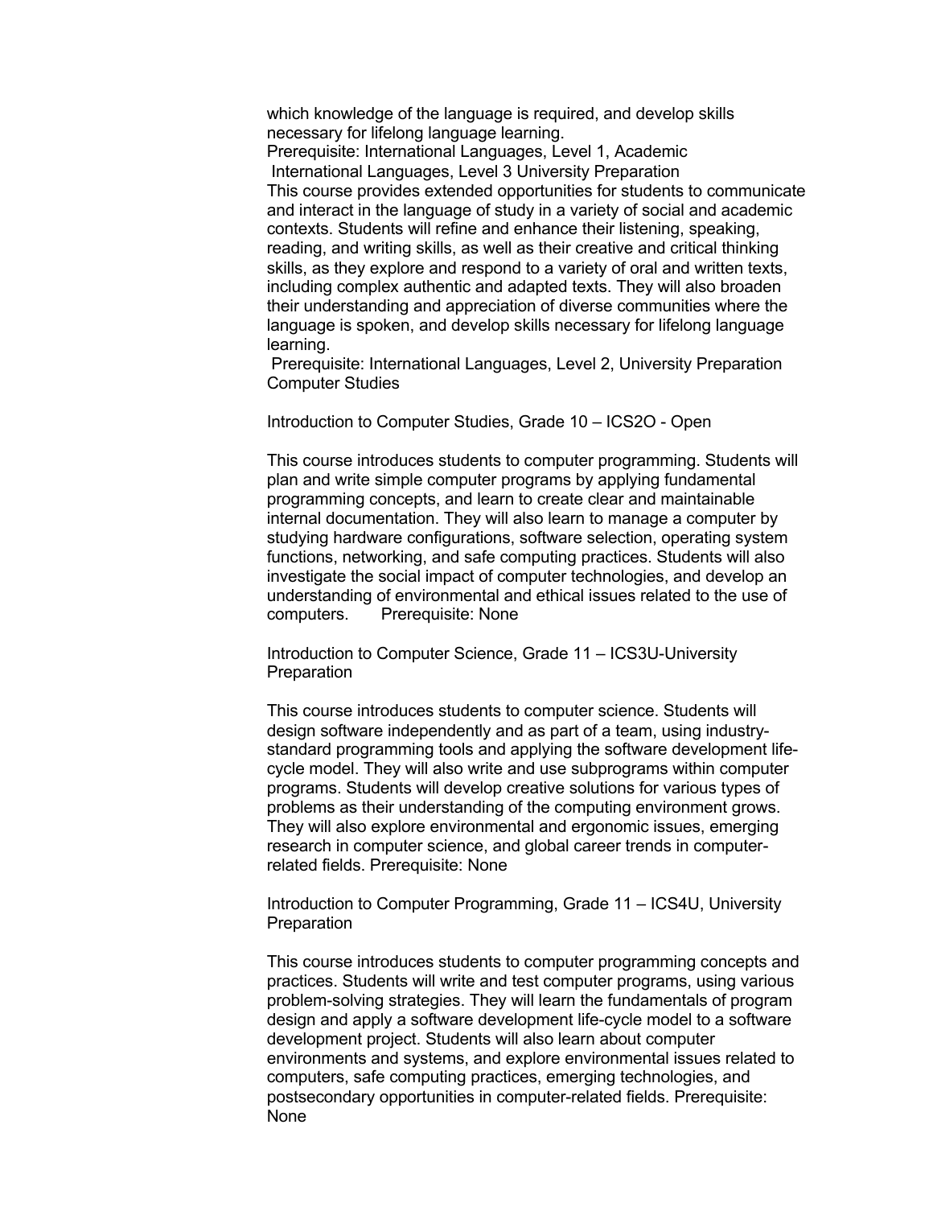which knowledge of the language is required, and develop skills necessary for lifelong language learning.

Prerequisite: International Languages, Level 1, Academic

International Languages, Level 3 University Preparation

This course provides extended opportunities for students to communicate and interact in the language of study in a variety of social and academic contexts. Students will refine and enhance their listening, speaking, reading, and writing skills, as well as their creative and critical thinking skills, as they explore and respond to a variety of oral and written texts, including complex authentic and adapted texts. They will also broaden their understanding and appreciation of diverse communities where the language is spoken, and develop skills necessary for lifelong language learning.

Prerequisite: International Languages, Level 2, University Preparation

## Computer Studies

### Introduction to Computer Studies, Grade 10 – ICS2O - Open

This course introduces students to computer programming. Students will plan and write simple computer programs by applying fundamental programming concepts, and learn to create clear and maintainable internal documentation. They will also learn to manage a computer by studying hardware configurations, software selection, operating system functions, networking, and safe computing practices. Students will also investigate the social impact of computer technologies, and develop an understanding of environmental and ethical issues related to the use of computers. Prerequisite: None

### Introduction to Computer Science, Grade 11 – ICS3U-University Preparation

This course introduces students to computer science. Students will design software independently and as part of a team, using industry-standard programming tools and applying the software development life-cycle model. They will also write and use subprograms within computer programs. Students will develop creative solutions for various types of problems as their understanding of the computing environment grows. They will also explore environmental and ergonomic issues, emerging research in computer science, and global career trends in computer-related fields. Prerequisite: None

### Introduction to Computer Programming, Grade 11 – ICS4U, University Preparation

This course introduces students to computer programming concepts and practices. Students will write and test computer programs, using various problem-solving strategies. They will learn the fundamentals of program design and apply a software development life-cycle model to a software development project. Students will also learn about computer environments and systems, and explore environmental issues related to computers, safe computing practices, emerging technologies, and postsecondary opportunities in computer-related fields. Prerequisite: None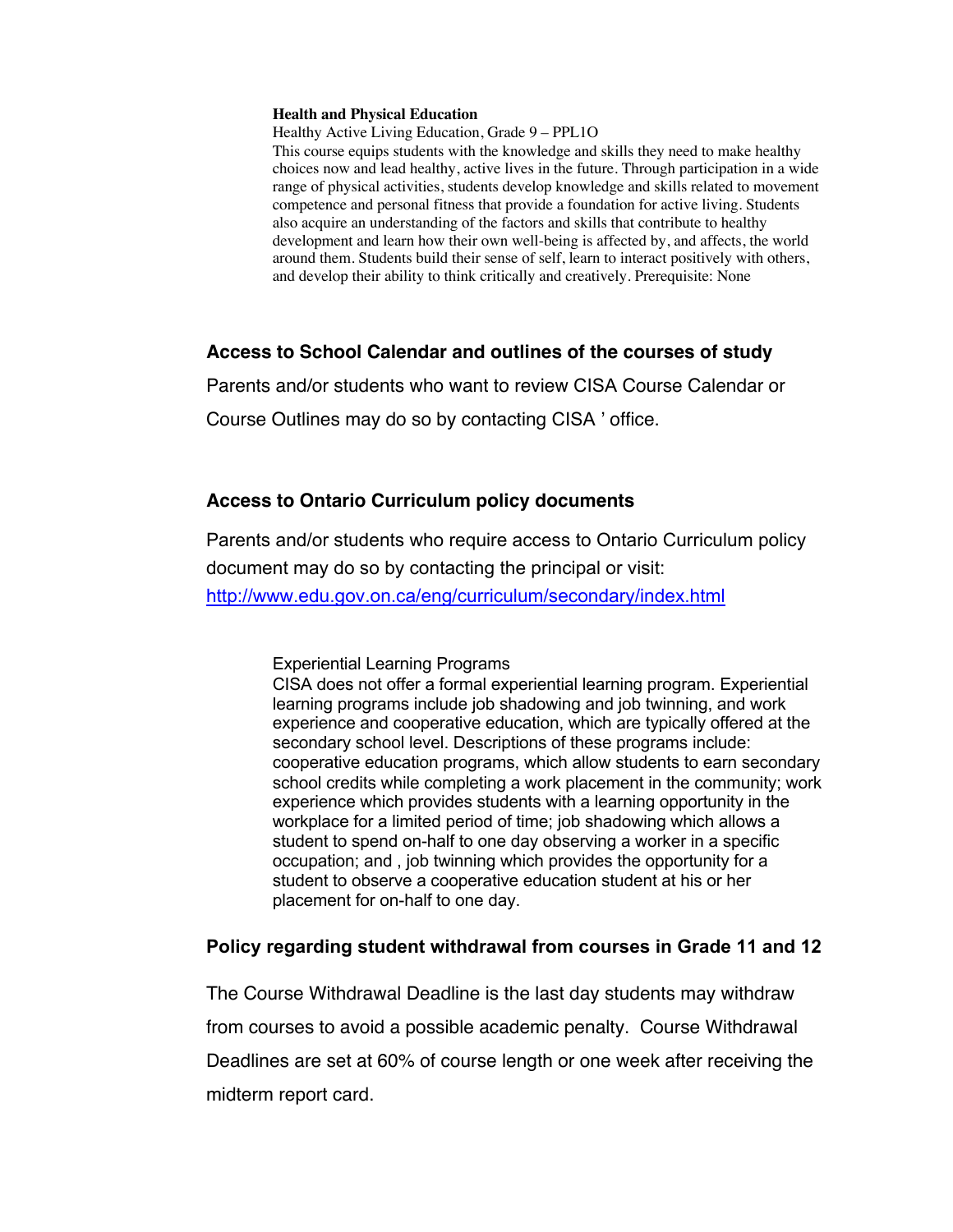**Health and Physical Education**

Healthy Active Living Education, Grade 9 – PPL1O

This course equips students with the knowledge and skills they need to make healthy choices now and lead healthy, active lives in the future. Through participation in a wide range of physical activities, students develop knowledge and skills related to movement competence and personal fitness that provide a foundation for active living. Students also acquire an understanding of the factors and skills that contribute to healthy development and learn how their own well-being is affected by, and affects, the world around them. Students build their sense of self, learn to interact positively with others, and develop their ability to think critically and creatively. Prerequisite: None

## Access to School Calendar and outlines of the courses of study

Parents and/or students who want to review CISA Course Calendar or Course Outlines may do so by contacting CISA ' office.

## Access to Ontario Curriculum policy documents

Parents and/or students who require access to Ontario Curriculum policy document may do so by contacting the principal or visit: http://www.edu.gov.on.ca/eng/curriculum/secondary/index.html

Experiential Learning Programs

CISA does not offer a formal experiential learning program. Experiential learning programs include job shadowing and job twinning, and work experience and cooperative education, which are typically offered at the secondary school level. Descriptions of these programs include: cooperative education programs, which allow students to earn secondary school credits while completing a work placement in the community; work experience which provides students with a learning opportunity in the workplace for a limited period of time; job shadowing which allows a student to spend on-half to one day observing a worker in a specific occupation; and , job twinning which provides the opportunity for a student to observe a cooperative education student at his or her placement for on-half to one day.

## Policy regarding student withdrawal from courses in Grade 11 and 12

The Course Withdrawal Deadline is the last day students may withdraw from courses to avoid a possible academic penalty. Course Withdrawal Deadlines are set at 60% of course length or one week after receiving the midterm report card.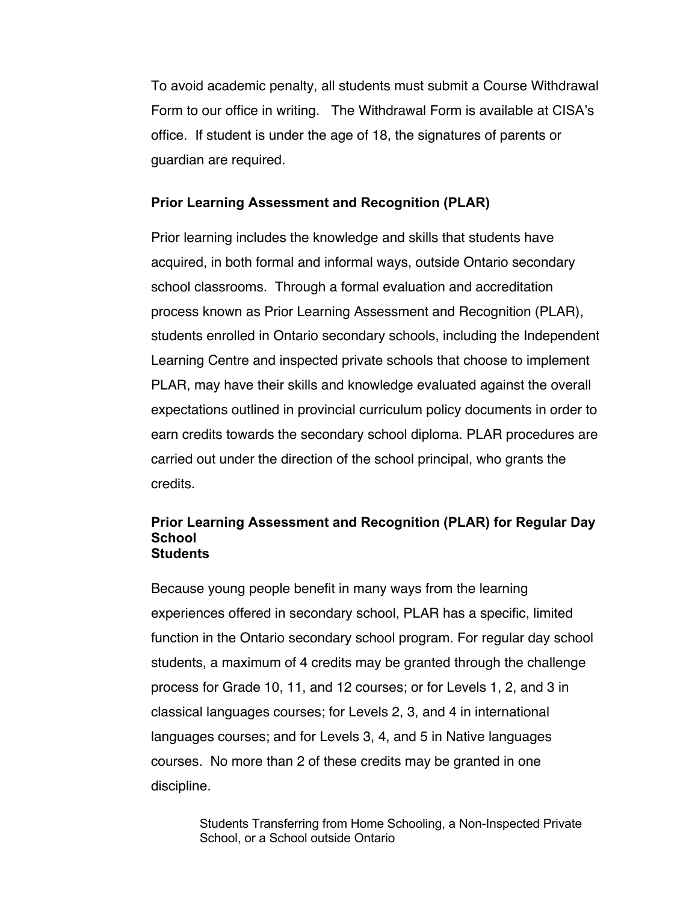To avoid academic penalty, all students must submit a Course Withdrawal Form to our office in writing. The Withdrawal Form is available at CISA's office. If student is under the age of 18, the signatures of parents or guardian are required.

**Prior Learning Assessment and Recognition (PLAR)**

Prior learning includes the knowledge and skills that students have acquired, in both formal and informal ways, outside Ontario secondary school classrooms. Through a formal evaluation and accreditation process known as Prior Learning Assessment and Recognition (PLAR), students enrolled in Ontario secondary schools, including the Independent Learning Centre and inspected private schools that choose to implement PLAR, may have their skills and knowledge evaluated against the overall expectations outlined in provincial curriculum policy documents in order to earn credits towards the secondary school diploma. PLAR procedures are carried out under the direction of the school principal, who grants the credits.

**Prior Learning Assessment and Recognition (PLAR) for Regular Day School Students**

Because young people benefit in many ways from the learning experiences offered in secondary school, PLAR has a specific, limited function in the Ontario secondary school program. For regular day school students, a maximum of 4 credits may be granted through the challenge process for Grade 10, 11, and 12 courses; or for Levels 1, 2, and 3 in classical languages courses; for Levels 2, 3, and 4 in international languages courses; and for Levels 3, 4, and 5 in Native languages courses. No more than 2 of these credits may be granted in one discipline.

Students Transferring from Home Schooling, a Non-Inspected Private School, or a School outside Ontario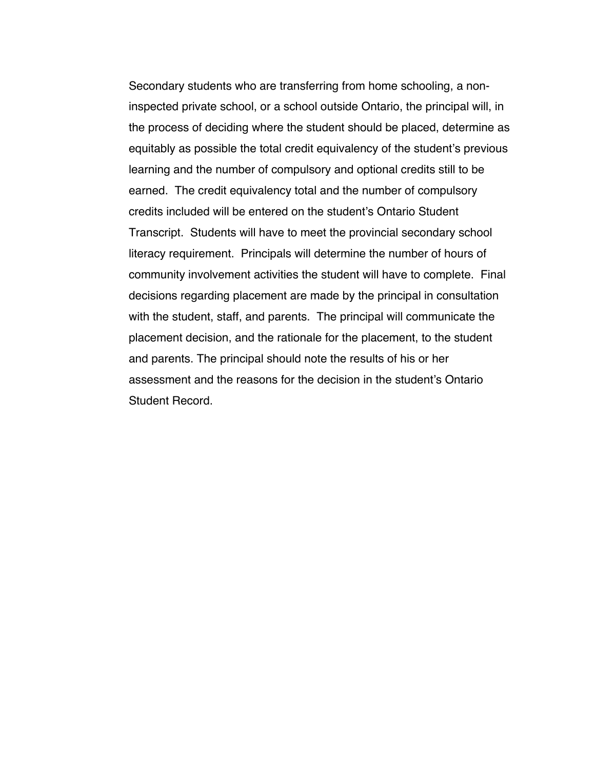Secondary students who are transferring from home schooling, a non-inspected private school, or a school outside Ontario, the principal will, in the process of deciding where the student should be placed, determine as equitably as possible the total credit equivalency of the student's previous learning and the number of compulsory and optional credits still to be earned. The credit equivalency total and the number of compulsory credits included will be entered on the student's Ontario Student Transcript. Students will have to meet the provincial secondary school literacy requirement. Principals will determine the number of hours of community involvement activities the student will have to complete. Final decisions regarding placement are made by the principal in consultation with the student, staff, and parents. The principal will communicate the placement decision, and the rationale for the placement, to the student and parents. The principal should note the results of his or her assessment and the reasons for the decision in the student's Ontario Student Record.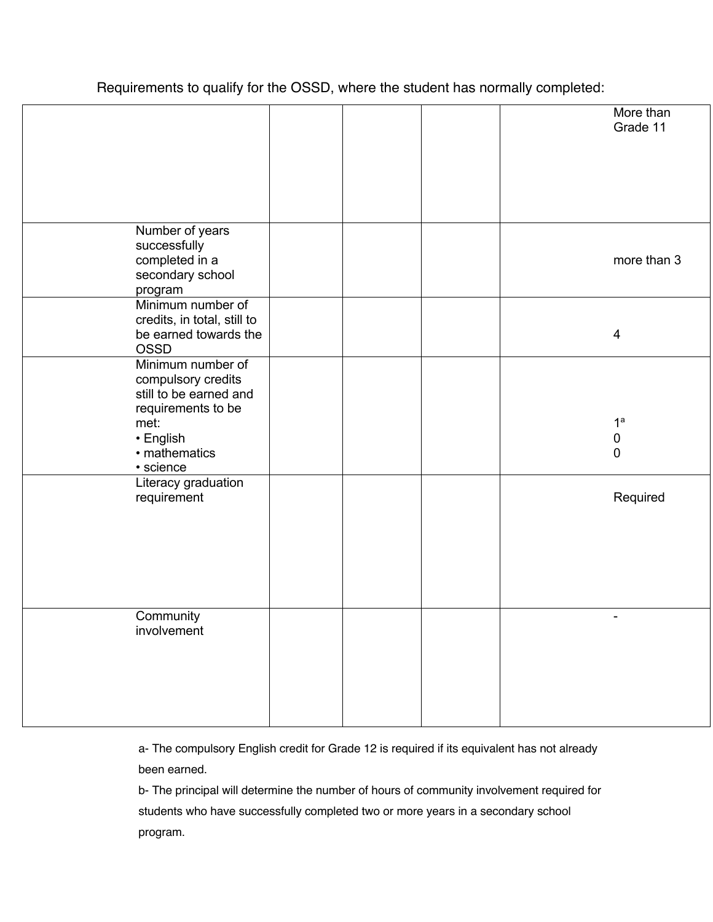Requirements to qualify for the OSSD, where the student has normally completed:

| | | | | More than Grade 11 |
|---|---|---|---|---|
| Number of years successfully completed in a secondary school program | | | | more than 3 |
| Minimum number of credits, in total, still to be earned towards the OSSD | | | | 4 |
| Minimum number of compulsory credits still to be earned and requirements to be met: • English • mathematics • science | | | | 1[a] 0 0 |
| Literacy graduation requirement | | | | Required |
| Community involvement | | | | - |

a- The compulsory English credit for Grade 12 is required if its equivalent has not already been earned.

b- The principal will determine the number of hours of community involvement required for students who have successfully completed two or more years in a secondary school program.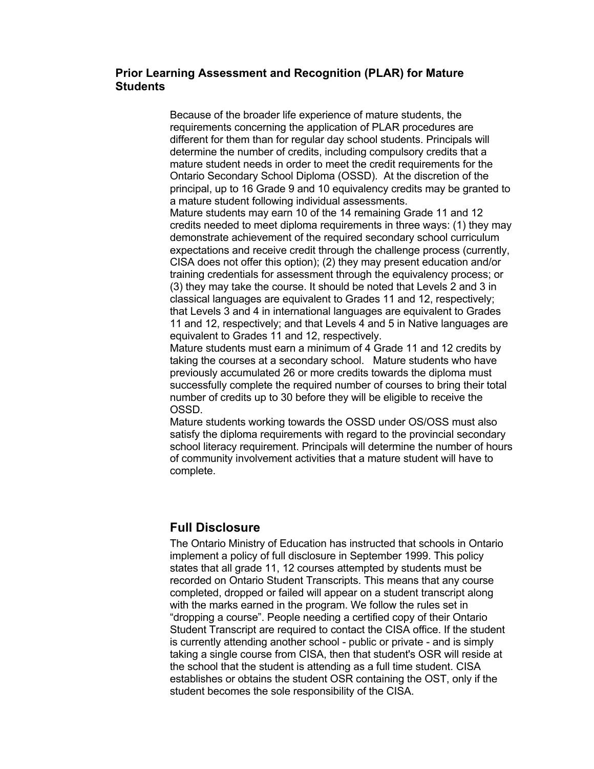## Prior Learning Assessment and Recognition (PLAR) for Mature Students

Because of the broader life experience of mature students, the requirements concerning the application of PLAR procedures are different for them than for regular day school students. Principals will determine the number of credits, including compulsory credits that a mature student needs in order to meet the credit requirements for the Ontario Secondary School Diploma (OSSD). At the discretion of the principal, up to 16 Grade 9 and 10 equivalency credits may be granted to a mature student following individual assessments.

Mature students may earn 10 of the 14 remaining Grade 11 and 12 credits needed to meet diploma requirements in three ways: (1) they may demonstrate achievement of the required secondary school curriculum expectations and receive credit through the challenge process (currently, CISA does not offer this option); (2) they may present education and/or training credentials for assessment through the equivalency process; or (3) they may take the course. It should be noted that Levels 2 and 3 in classical languages are equivalent to Grades 11 and 12, respectively; that Levels 3 and 4 in international languages are equivalent to Grades 11 and 12, respectively; and that Levels 4 and 5 in Native languages are equivalent to Grades 11 and 12, respectively.

Mature students must earn a minimum of 4 Grade 11 and 12 credits by taking the courses at a secondary school. Mature students who have previously accumulated 26 or more credits towards the diploma must successfully complete the required number of courses to bring their total number of credits up to 30 before they will be eligible to receive the OSSD.

Mature students working towards the OSSD under OS/OSS must also satisfy the diploma requirements with regard to the provincial secondary school literacy requirement. Principals will determine the number of hours of community involvement activities that a mature student will have to complete.

## Full Disclosure

The Ontario Ministry of Education has instructed that schools in Ontario implement a policy of full disclosure in September 1999. This policy states that all grade 11, 12 courses attempted by students must be recorded on Ontario Student Transcripts. This means that any course completed, dropped or failed will appear on a student transcript along with the marks earned in the program. We follow the rules set in "dropping a course". People needing a certified copy of their Ontario Student Transcript are required to contact the CISA office. If the student is currently attending another school - public or private - and is simply taking a single course from CISA, then that student's OSR will reside at the school that the student is attending as a full time student. CISA establishes or obtains the student OSR containing the OST, only if the student becomes the sole responsibility of the CISA.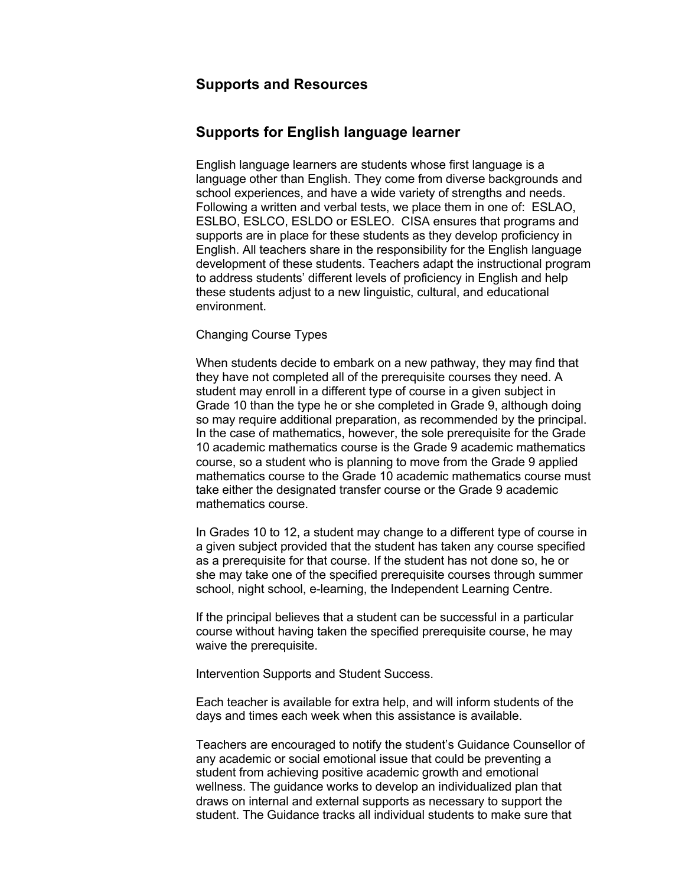## Supports and Resources

## Supports for English language learner

English language learners are students whose first language is a language other than English. They come from diverse backgrounds and school experiences, and have a wide variety of strengths and needs. Following a written and verbal tests, we place them in one of: ESLAO, ESLBO, ESLCO, ESLDO or ESLEO. CISA ensures that programs and supports are in place for these students as they develop proficiency in English. All teachers share in the responsibility for the English language development of these students. Teachers adapt the instructional program to address students' different levels of proficiency in English and help these students adjust to a new linguistic, cultural, and educational environment.

Changing Course Types

When students decide to embark on a new pathway, they may find that they have not completed all of the prerequisite courses they need. A student may enroll in a different type of course in a given subject in Grade 10 than the type he or she completed in Grade 9, although doing so may require additional preparation, as recommended by the principal. In the case of mathematics, however, the sole prerequisite for the Grade 10 academic mathematics course is the Grade 9 academic mathematics course, so a student who is planning to move from the Grade 9 applied mathematics course to the Grade 10 academic mathematics course must take either the designated transfer course or the Grade 9 academic mathematics course.

In Grades 10 to 12, a student may change to a different type of course in a given subject provided that the student has taken any course specified as a prerequisite for that course. If the student has not done so, he or she may take one of the specified prerequisite courses through summer school, night school, e-learning, the Independent Learning Centre.

If the principal believes that a student can be successful in a particular course without having taken the specified prerequisite course, he may waive the prerequisite.

Intervention Supports and Student Success.

Each teacher is available for extra help, and will inform students of the days and times each week when this assistance is available.

Teachers are encouraged to notify the student's Guidance Counsellor of any academic or social emotional issue that could be preventing a student from achieving positive academic growth and emotional wellness. The guidance works to develop an individualized plan that draws on internal and external supports as necessary to support the student. The Guidance tracks all individual students to make sure that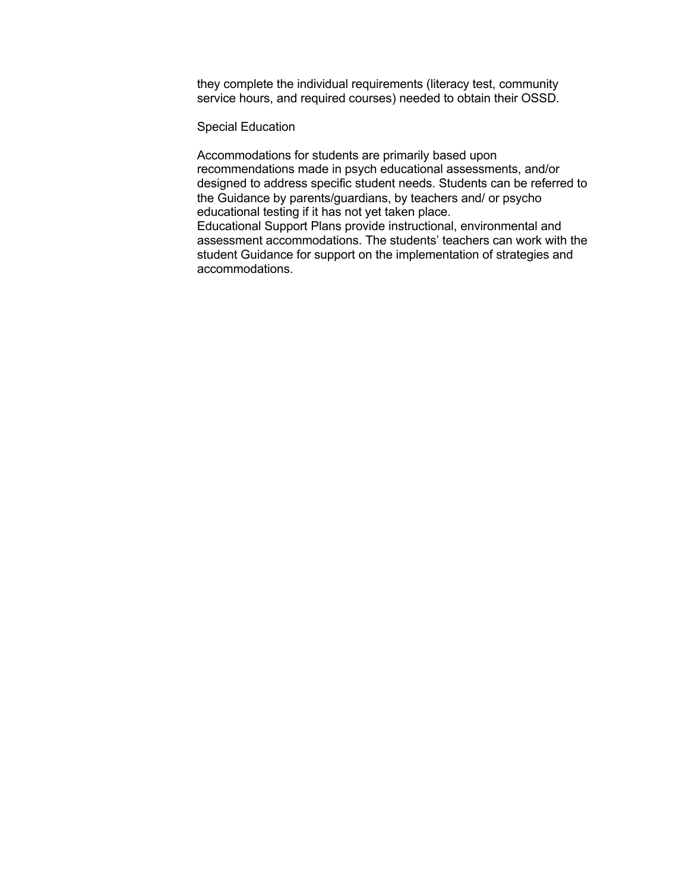they complete the individual requirements (literacy test, community service hours, and required courses) needed to obtain their OSSD.

## Special Education

Accommodations for students are primarily based upon recommendations made in psych educational assessments, and/or designed to address specific student needs. Students can be referred to the Guidance by parents/guardians, by teachers and/ or psycho educational testing if it has not yet taken place.
Educational Support Plans provide instructional, environmental and assessment accommodations. The students' teachers can work with the student Guidance for support on the implementation of strategies and accommodations.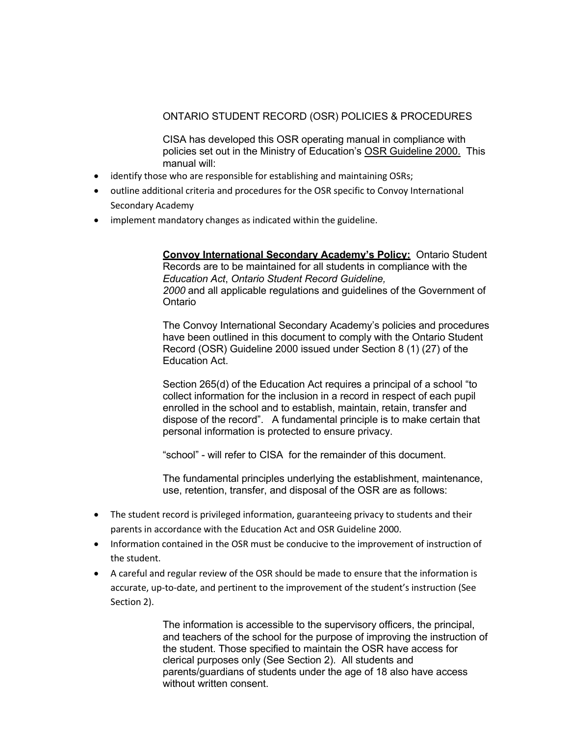# ONTARIO STUDENT RECORD (OSR) POLICIES & PROCEDURES

CISA has developed this OSR operating manual in compliance with policies set out in the Ministry of Education's OSR Guideline 2000. This manual will:

- identify those who are responsible for establishing and maintaining OSRs;
- outline additional criteria and procedures for the OSR specific to Convoy International Secondary Academy
- implement mandatory changes as indicated within the guideline.

**Convoy International Secondary Academy's Policy:** Ontario Student Records are to be maintained for all students in compliance with the *Education Act*, *Ontario Student Record Guideline, 2000* and all applicable regulations and guidelines of the Government of Ontario

The Convoy International Secondary Academy's policies and procedures have been outlined in this document to comply with the Ontario Student Record (OSR) Guideline 2000 issued under Section 8 (1) (27) of the Education Act.

Section 265(d) of the Education Act requires a principal of a school "to collect information for the inclusion in a record in respect of each pupil enrolled in the school and to establish, maintain, retain, transfer and dispose of the record". A fundamental principle is to make certain that personal information is protected to ensure privacy.

"school" - will refer to CISA for the remainder of this document.

The fundamental principles underlying the establishment, maintenance, use, retention, transfer, and disposal of the OSR are as follows:

- The student record is privileged information, guaranteeing privacy to students and their parents in accordance with the Education Act and OSR Guideline 2000.
- Information contained in the OSR must be conducive to the improvement of instruction of the student.
- A careful and regular review of the OSR should be made to ensure that the information is accurate, up-to-date, and pertinent to the improvement of the student's instruction (See Section 2).

The information is accessible to the supervisory officers, the principal, and teachers of the school for the purpose of improving the instruction of the student. Those specified to maintain the OSR have access for clerical purposes only (See Section 2). All students and parents/guardians of students under the age of 18 also have access without written consent.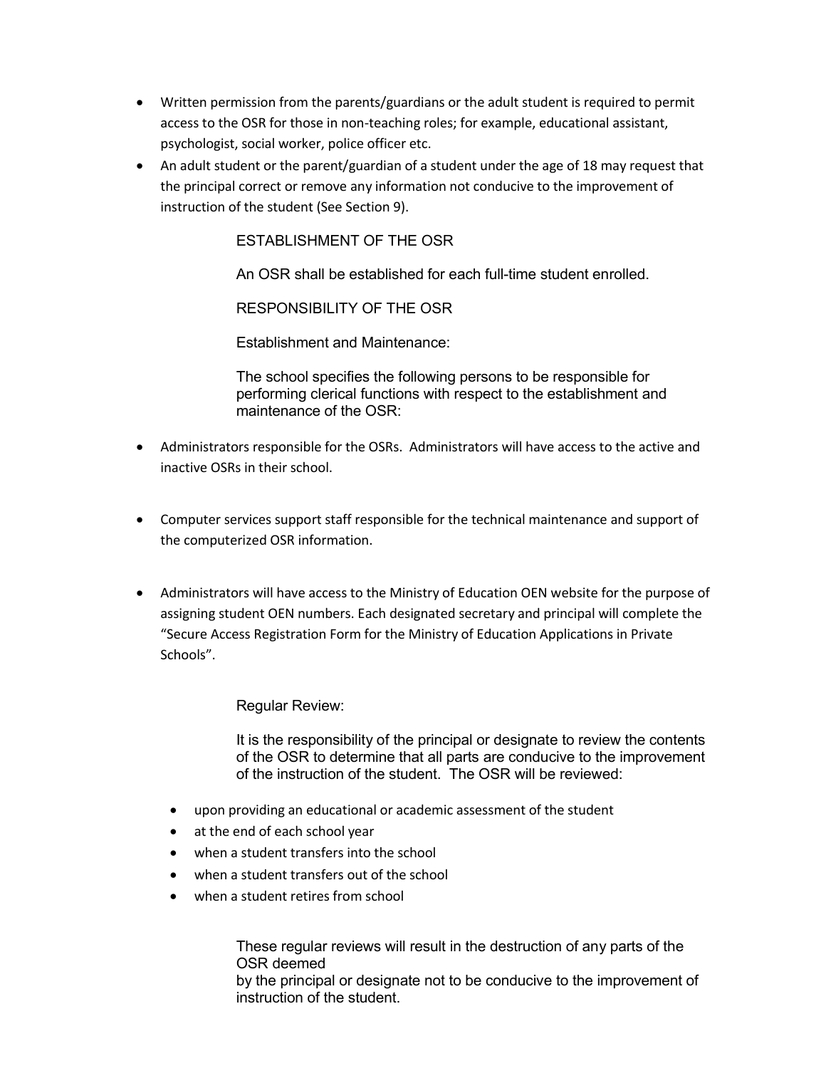- Written permission from the parents/guardians or the adult student is required to permit access to the OSR for those in non-teaching roles; for example, educational assistant, psychologist, social worker, police officer etc.
- An adult student or the parent/guardian of a student under the age of 18 may request that the principal correct or remove any information not conducive to the improvement of instruction of the student (See Section 9).

## ESTABLISHMENT OF THE OSR

An OSR shall be established for each full-time student enrolled.

## RESPONSIBILITY OF THE OSR

Establishment and Maintenance:

The school specifies the following persons to be responsible for performing clerical functions with respect to the establishment and maintenance of the OSR:

- Administrators responsible for the OSRs. Administrators will have access to the active and inactive OSRs in their school.
- Computer services support staff responsible for the technical maintenance and support of the computerized OSR information.
- Administrators will have access to the Ministry of Education OEN website for the purpose of assigning student OEN numbers. Each designated secretary and principal will complete the "Secure Access Registration Form for the Ministry of Education Applications in Private Schools".

Regular Review:

It is the responsibility of the principal or designate to review the contents of the OSR to determine that all parts are conducive to the improvement of the instruction of the student. The OSR will be reviewed:

- upon providing an educational or academic assessment of the student
- at the end of each school year
- when a student transfers into the school
- when a student transfers out of the school
- when a student retires from school

These regular reviews will result in the destruction of any parts of the OSR deemed by the principal or designate not to be conducive to the improvement of instruction of the student.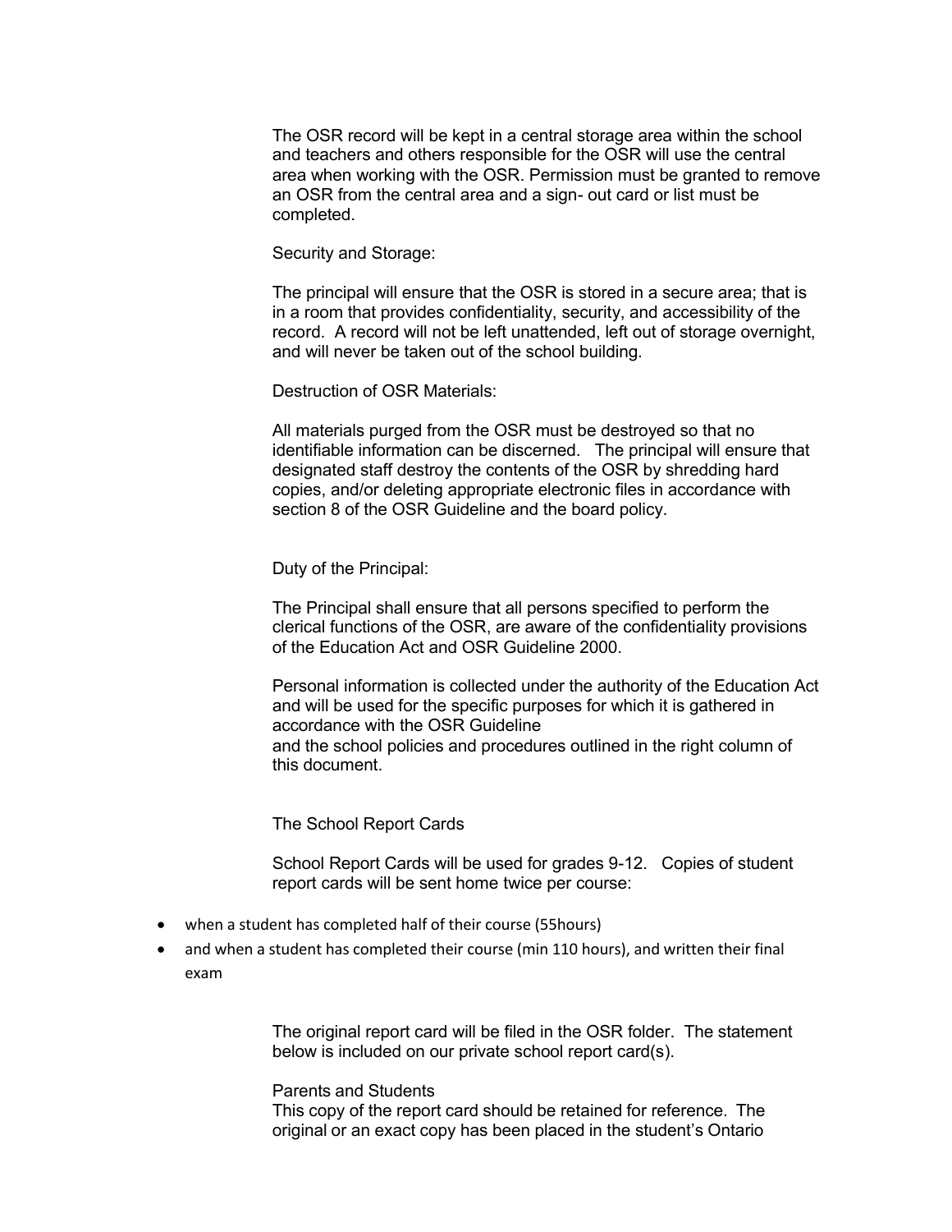The OSR record will be kept in a central storage area within the school and teachers and others responsible for the OSR will use the central area when working with the OSR. Permission must be granted to remove an OSR from the central area and a sign- out card or list must be completed.

Security and Storage:

The principal will ensure that the OSR is stored in a secure area; that is in a room that provides confidentiality, security, and accessibility of the record. A record will not be left unattended, left out of storage overnight, and will never be taken out of the school building.

Destruction of OSR Materials:

All materials purged from the OSR must be destroyed so that no identifiable information can be discerned. The principal will ensure that designated staff destroy the contents of the OSR by shredding hard copies, and/or deleting appropriate electronic files in accordance with section 8 of the OSR Guideline and the board policy.

Duty of the Principal:

The Principal shall ensure that all persons specified to perform the clerical functions of the OSR, are aware of the confidentiality provisions of the Education Act and OSR Guideline 2000.

Personal information is collected under the authority of the Education Act and will be used for the specific purposes for which it is gathered in accordance with the OSR Guideline
and the school policies and procedures outlined in the right column of this document.

The School Report Cards

School Report Cards will be used for grades 9-12. Copies of student report cards will be sent home twice per course:

- when a student has completed half of their course (55hours)
- and when a student has completed their course (min 110 hours), and written their final exam

The original report card will be filed in the OSR folder. The statement below is included on our private school report card(s).

Parents and Students
This copy of the report card should be retained for reference. The original or an exact copy has been placed in the student's Ontario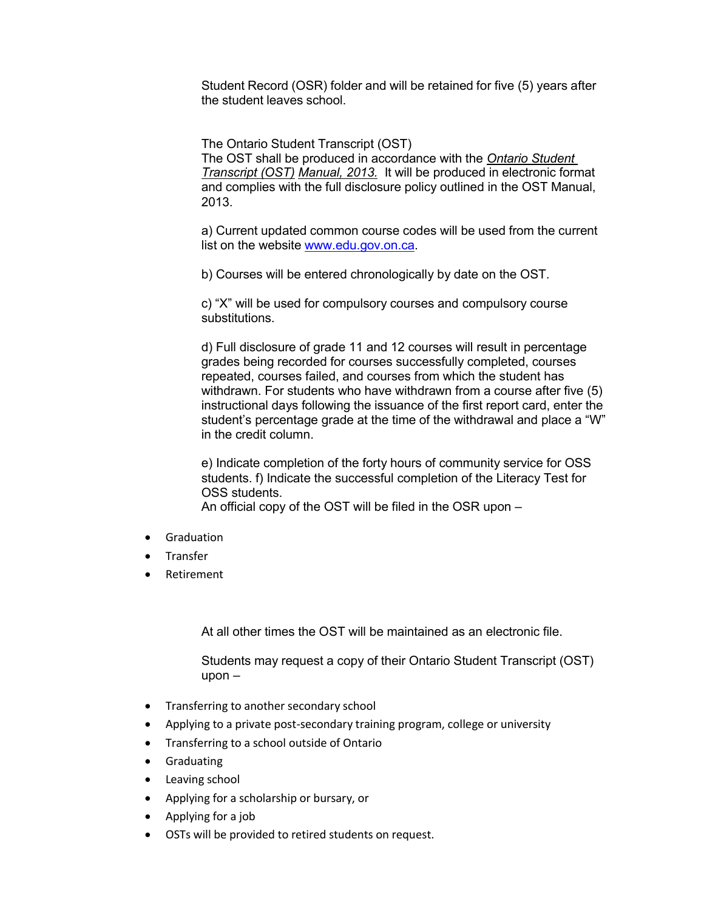Student Record (OSR) folder and will be retained for five (5) years after the student leaves school.

The Ontario Student Transcript (OST)

The OST shall be produced in accordance with the *Ontario Student Transcript (OST) Manual, 2013.* It will be produced in electronic format and complies with the full disclosure policy outlined in the OST Manual, 2013.

a) Current updated common course codes will be used from the current list on the website www.edu.gov.on.ca.

b) Courses will be entered chronologically by date on the OST.

c) "X" will be used for compulsory courses and compulsory course substitutions.

d) Full disclosure of grade 11 and 12 courses will result in percentage grades being recorded for courses successfully completed, courses repeated, courses failed, and courses from which the student has withdrawn. For students who have withdrawn from a course after five (5) instructional days following the issuance of the first report card, enter the student's percentage grade at the time of the withdrawal and place a "W" in the credit column.

e) Indicate completion of the forty hours of community service for OSS students. f) Indicate the successful completion of the Literacy Test for OSS students.

An official copy of the OST will be filed in the OSR upon –

- Graduation
- Transfer
- Retirement

At all other times the OST will be maintained as an electronic file.

Students may request a copy of their Ontario Student Transcript (OST) upon –

- Transferring to another secondary school
- Applying to a private post-secondary training program, college or university
- Transferring to a school outside of Ontario
- Graduating
- Leaving school
- Applying for a scholarship or bursary, or
- Applying for a job
- OSTs will be provided to retired students on request.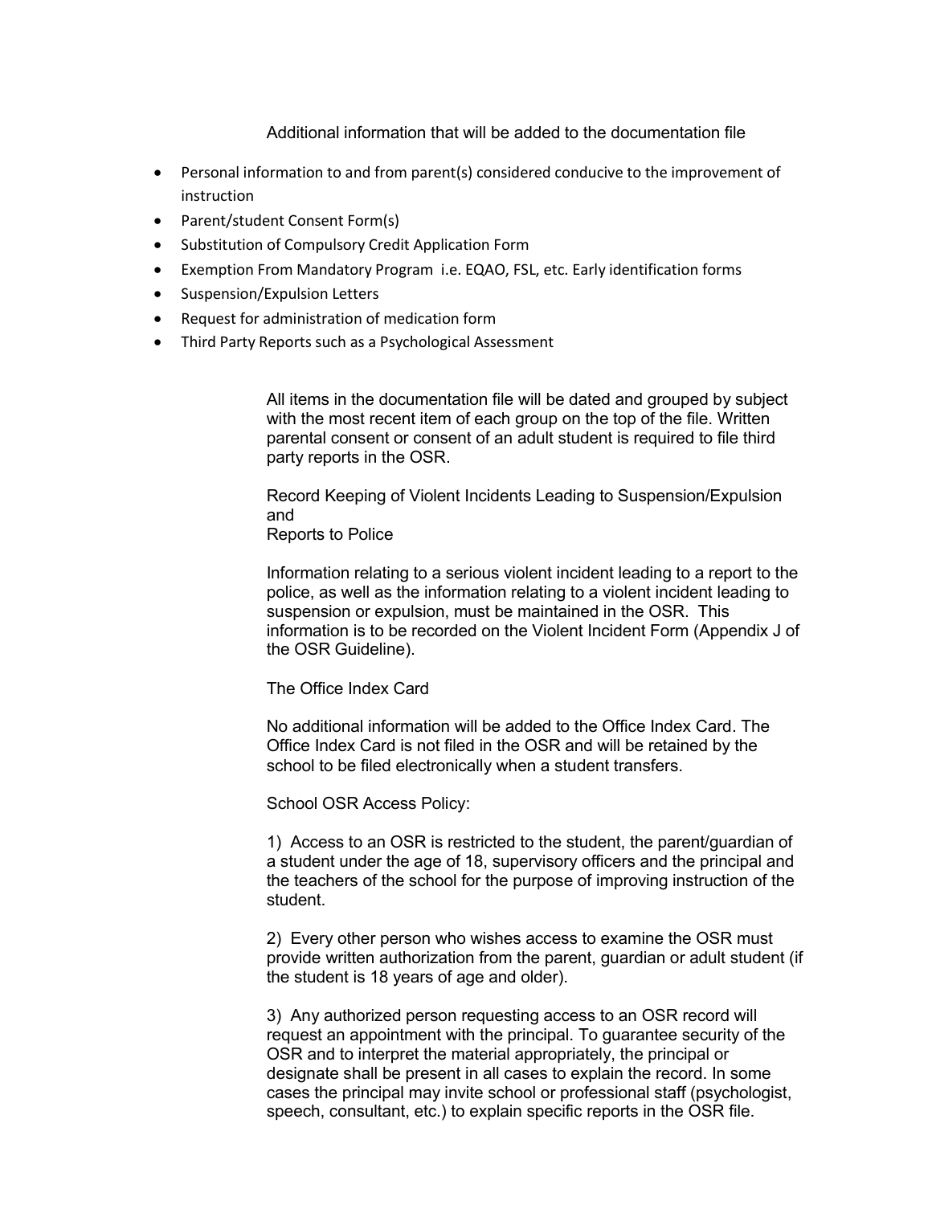Additional information that will be added to the documentation file

- Personal information to and from parent(s) considered conducive to the improvement of instruction
- Parent/student Consent Form(s)
- Substitution of Compulsory Credit Application Form
- Exemption From Mandatory Program i.e. EQAO, FSL, etc. Early identification forms
- Suspension/Expulsion Letters
- Request for administration of medication form
- Third Party Reports such as a Psychological Assessment

All items in the documentation file will be dated and grouped by subject with the most recent item of each group on the top of the file. Written parental consent or consent of an adult student is required to file third party reports in the OSR.

Record Keeping of Violent Incidents Leading to Suspension/Expulsion and
Reports to Police

Information relating to a serious violent incident leading to a report to the police, as well as the information relating to a violent incident leading to suspension or expulsion, must be maintained in the OSR. This information is to be recorded on the Violent Incident Form (Appendix J of the OSR Guideline).

The Office Index Card

No additional information will be added to the Office Index Card. The Office Index Card is not filed in the OSR and will be retained by the school to be filed electronically when a student transfers.

School OSR Access Policy:

1) Access to an OSR is restricted to the student, the parent/guardian of a student under the age of 18, supervisory officers and the principal and the teachers of the school for the purpose of improving instruction of the student.

2) Every other person who wishes access to examine the OSR must provide written authorization from the parent, guardian or adult student (if the student is 18 years of age and older).

3) Any authorized person requesting access to an OSR record will request an appointment with the principal. To guarantee security of the OSR and to interpret the material appropriately, the principal or designate shall be present in all cases to explain the record. In some cases the principal may invite school or professional staff (psychologist, speech, consultant, etc.) to explain specific reports in the OSR file.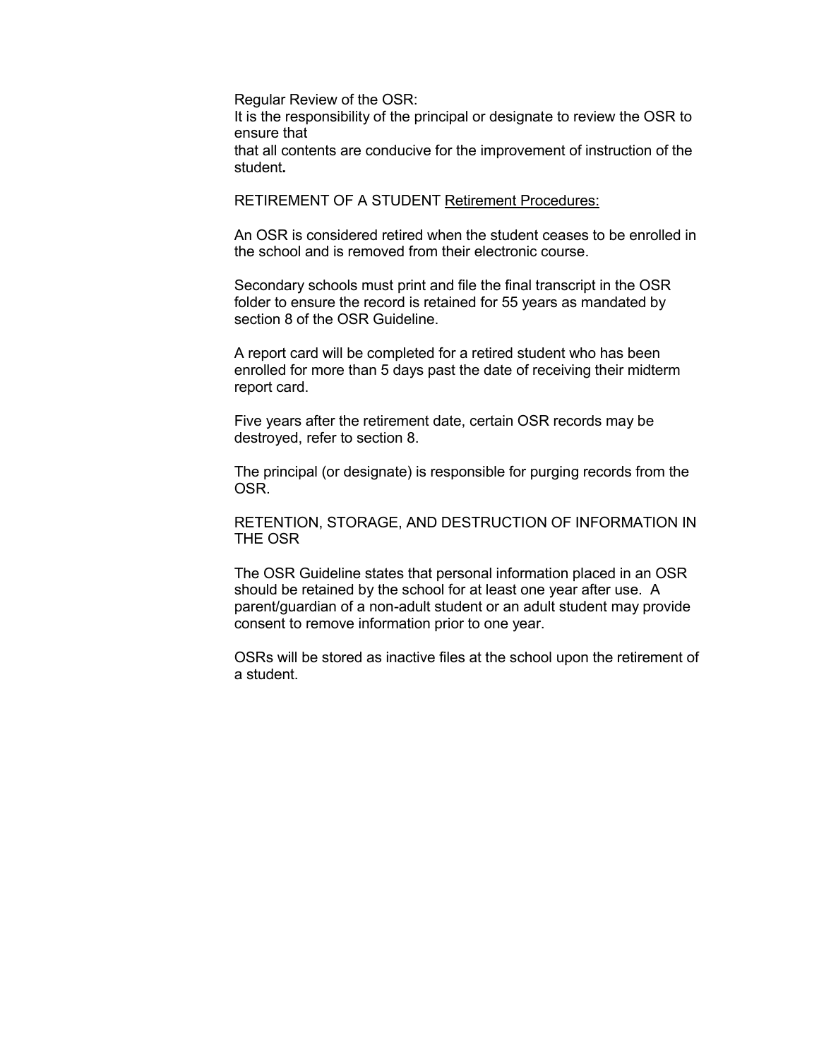Regular Review of the OSR:
It is the responsibility of the principal or designate to review the OSR to ensure that
that all contents are conducive for the improvement of instruction of the student**.**

RETIREMENT OF A STUDENT <u>Retirement Procedures:</u>

An OSR is considered retired when the student ceases to be enrolled in the school and is removed from their electronic course.

Secondary schools must print and file the final transcript in the OSR folder to ensure the record is retained for 55 years as mandated by section 8 of the OSR Guideline.

A report card will be completed for a retired student who has been enrolled for more than 5 days past the date of receiving their midterm report card.

Five years after the retirement date, certain OSR records may be destroyed, refer to section 8.

The principal (or designate) is responsible for purging records from the OSR.

RETENTION, STORAGE, AND DESTRUCTION OF INFORMATION IN THE OSR

The OSR Guideline states that personal information placed in an OSR should be retained by the school for at least one year after use. A parent/guardian of a non-adult student or an adult student may provide consent to remove information prior to one year.

OSRs will be stored as inactive files at the school upon the retirement of a student.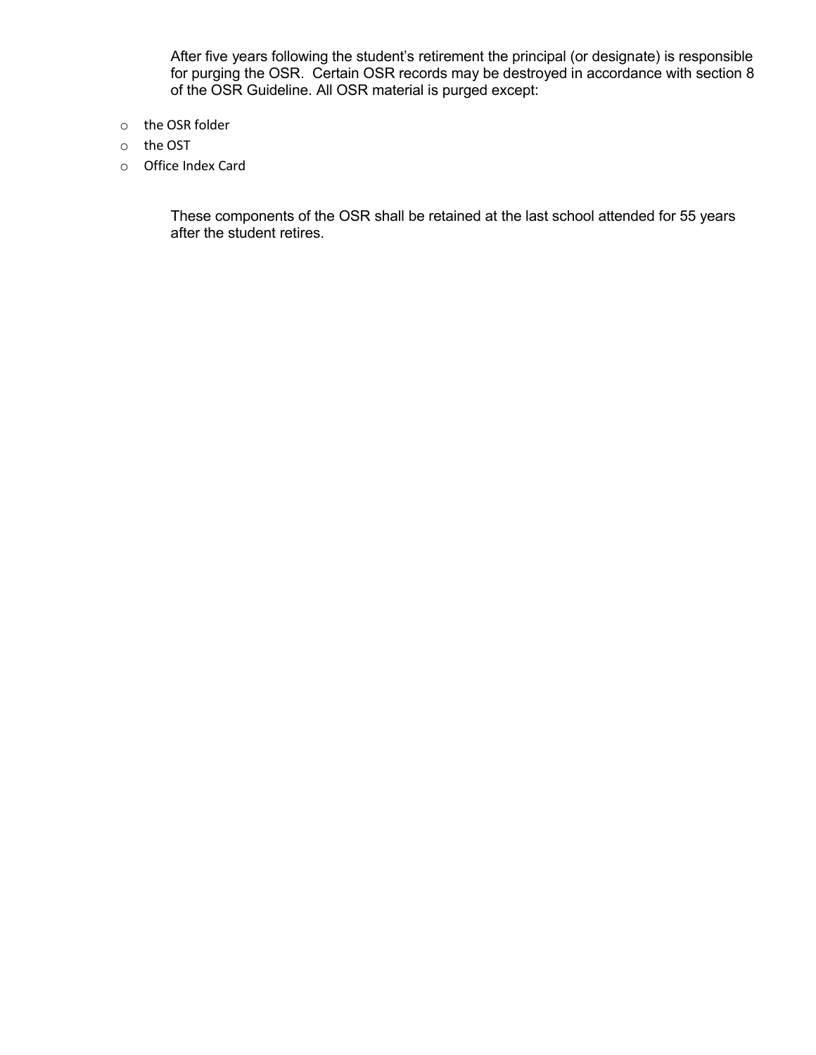After five years following the student's retirement the principal (or designate) is responsible for purging the OSR. Certain OSR records may be destroyed in accordance with section 8 of the OSR Guideline. All OSR material is purged except:

- the OSR folder
- the OST
- Office Index Card

These components of the OSR shall be retained at the last school attended for 55 years after the student retires.